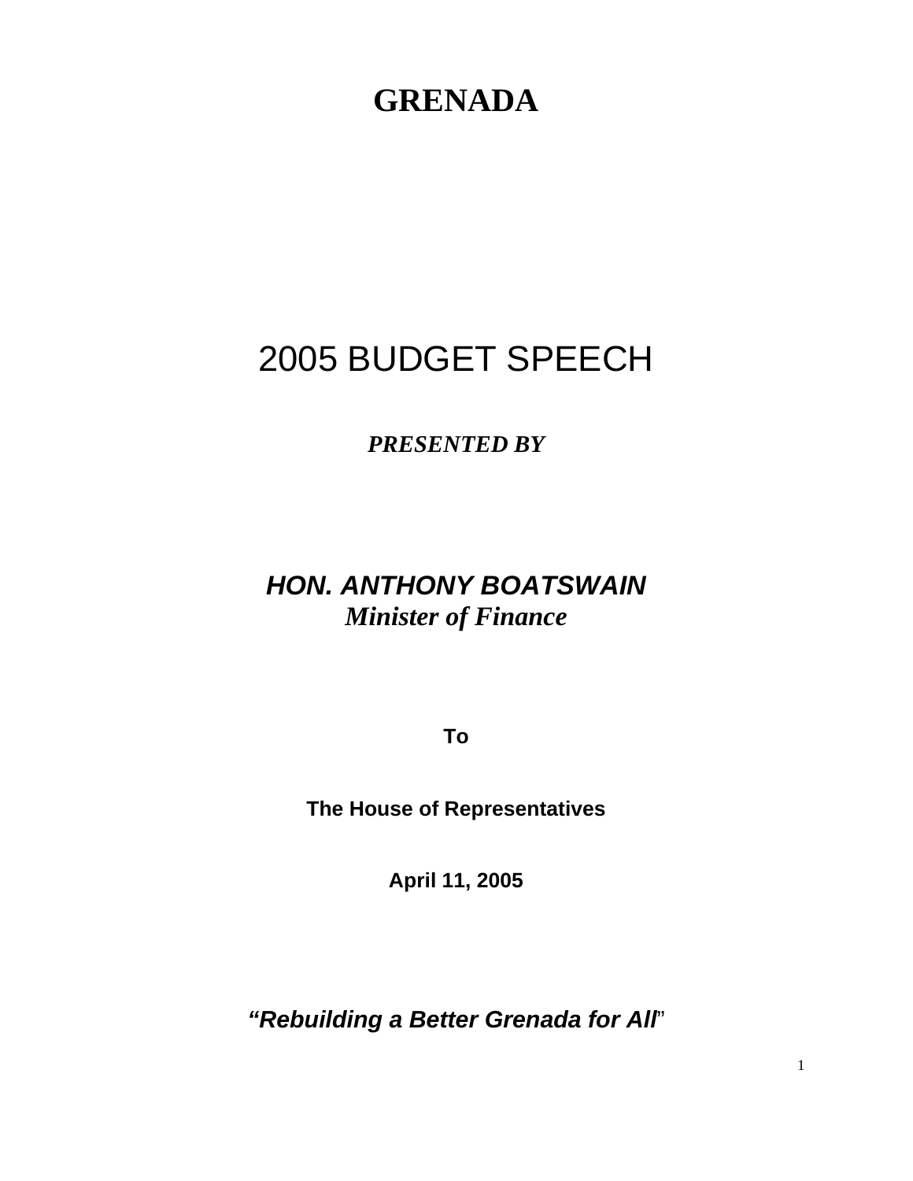# GRENADA

# 2005 BUDGET SPEECH

***PRESENTED BY***

***HON. ANTHONY BOATSWAIN***
***Minister of Finance***

**To**

**The House of Representatives**

**April 11, 2005**

***"Rebuilding a Better Grenada for All"***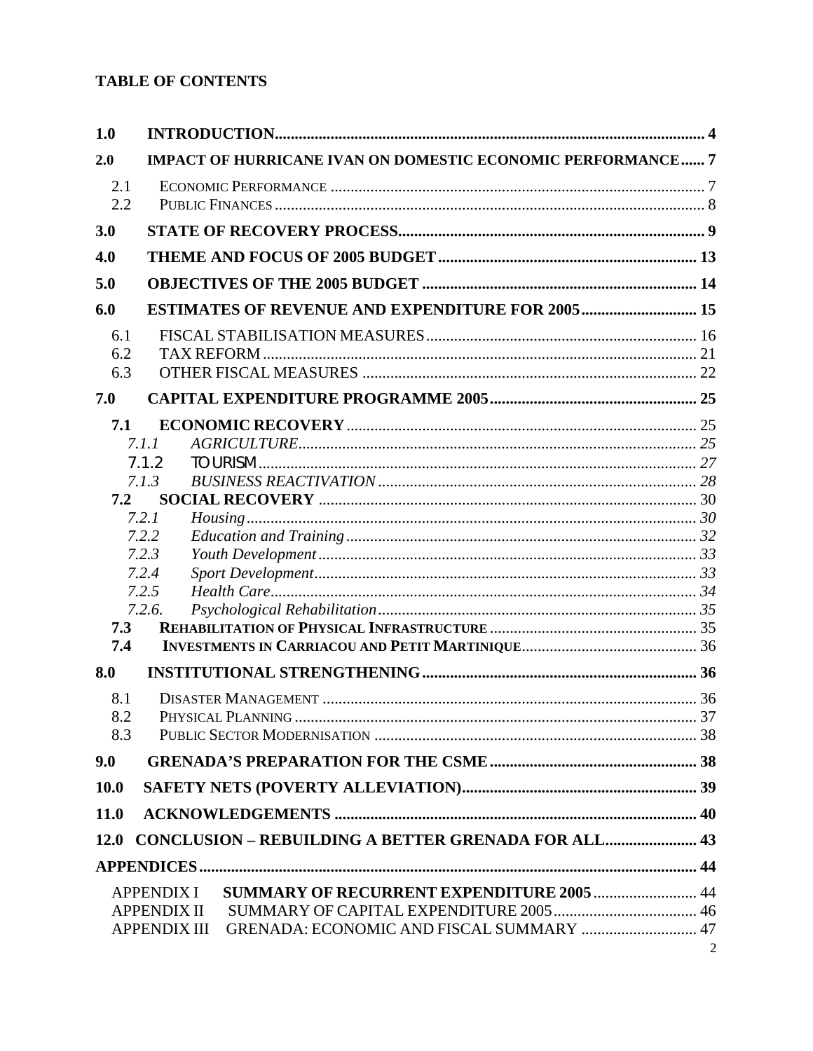## TABLE OF CONTENTS

**1.0 INTRODUCTION............................................................................................................ 4**

**2.0 IMPACT OF HURRICANE IVAN ON DOMESTIC ECONOMIC PERFORMANCE...... 7**

2.1 ECONOMIC PERFORMANCE ............................................................................................ 7
2.2 PUBLIC FINANCES .......................................................................................................... 8

**3.0 STATE OF RECOVERY PROCESS............................................................................. 9**

**4.0 THEME AND FOCUS OF 2005 BUDGET ................................................................... 13**

**5.0 OBJECTIVES OF THE 2005 BUDGET ....................................................................... 14**

**6.0 ESTIMATES OF REVENUE AND EXPENDITURE FOR 2005............................. 15**

6.1 FISCAL STABILISATION MEASURES.................................................................... 16
6.2 TAX REFORM ............................................................................................................ 21
6.3 OTHER FISCAL MEASURES ................................................................................... 22

**7.0 CAPITAL EXPENDITURE PROGRAMME 2005.................................................... 25**

**7.1 ECONOMIC RECOVERY** ........................................................................................ 25

*7.1.1 AGRICULTURE*.................................................................................................... 25
7.1.2 TOURISM.............................................................................................................. 27
*7.1.3 BUSINESS REACTIVATION* ............................................................................... 28

**7.2 SOCIAL RECOVERY** .............................................................................................. 30

*7.2.1 Housing* ................................................................................................................ 30
*7.2.2 Education and Training* ........................................................................................ 32
*7.2.3 Youth Development* .............................................................................................. 33
*7.2.4 Sport Development*................................................................................................ 33
*7.2.5 Health Care*........................................................................................................... 34
*7.2.6. Psychological Rehabilitation*................................................................................ 35

**7.3 REHABILITATION OF PHYSICAL INFRASTRUCTURE** ................................................... 35
**7.4 INVESTMENTS IN CARRIACOU AND PETIT MARTINIQUE**............................................ 36

**8.0 INSTITUTIONAL STRENGTHENING..................................................................... 36**

8.1 DISASTER MANAGEMENT ............................................................................................ 36
8.2 PHYSICAL PLANNING .................................................................................................... 37
8.3 PUBLIC SECTOR MODERNISATION ................................................................................ 38

**9.0 GRENADA'S PREPARATION FOR THE CSME.................................................... 38**

**10.0 SAFETY NETS (POVERTY ALLEVIATION)........................................................... 39**

**11.0 ACKNOWLEDGEMENTS .......................................................................................... 40**

**12.0 CONCLUSION – REBUILDING A BETTER GRENADA FOR ALL....................... 43**

**APPENDICES............................................................................................................................. 44**

APPENDIX I **SUMMARY OF RECURRENT EXPENDITURE 2005** ......................... 44
APPENDIX II SUMMARY OF CAPITAL EXPENDITURE 2005.................................... 46
APPENDIX III GRENADA: ECONOMIC AND FISCAL SUMMARY ............................. 47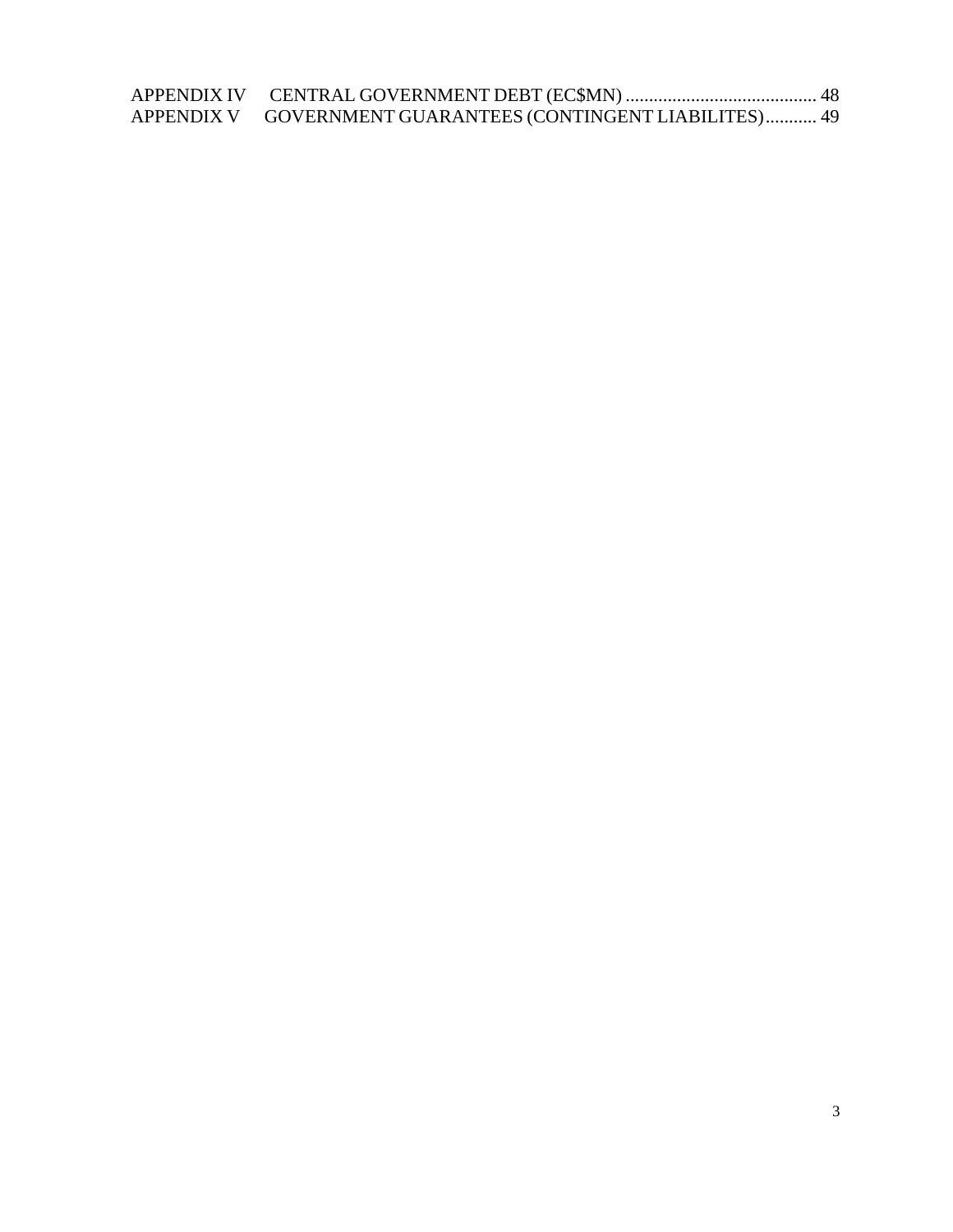APPENDIX IV CENTRAL GOVERNMENT DEBT (EC$MN) ......................................... 48
APPENDIX V GOVERNMENT GUARANTEES (CONTINGENT LIABILITES)........... 49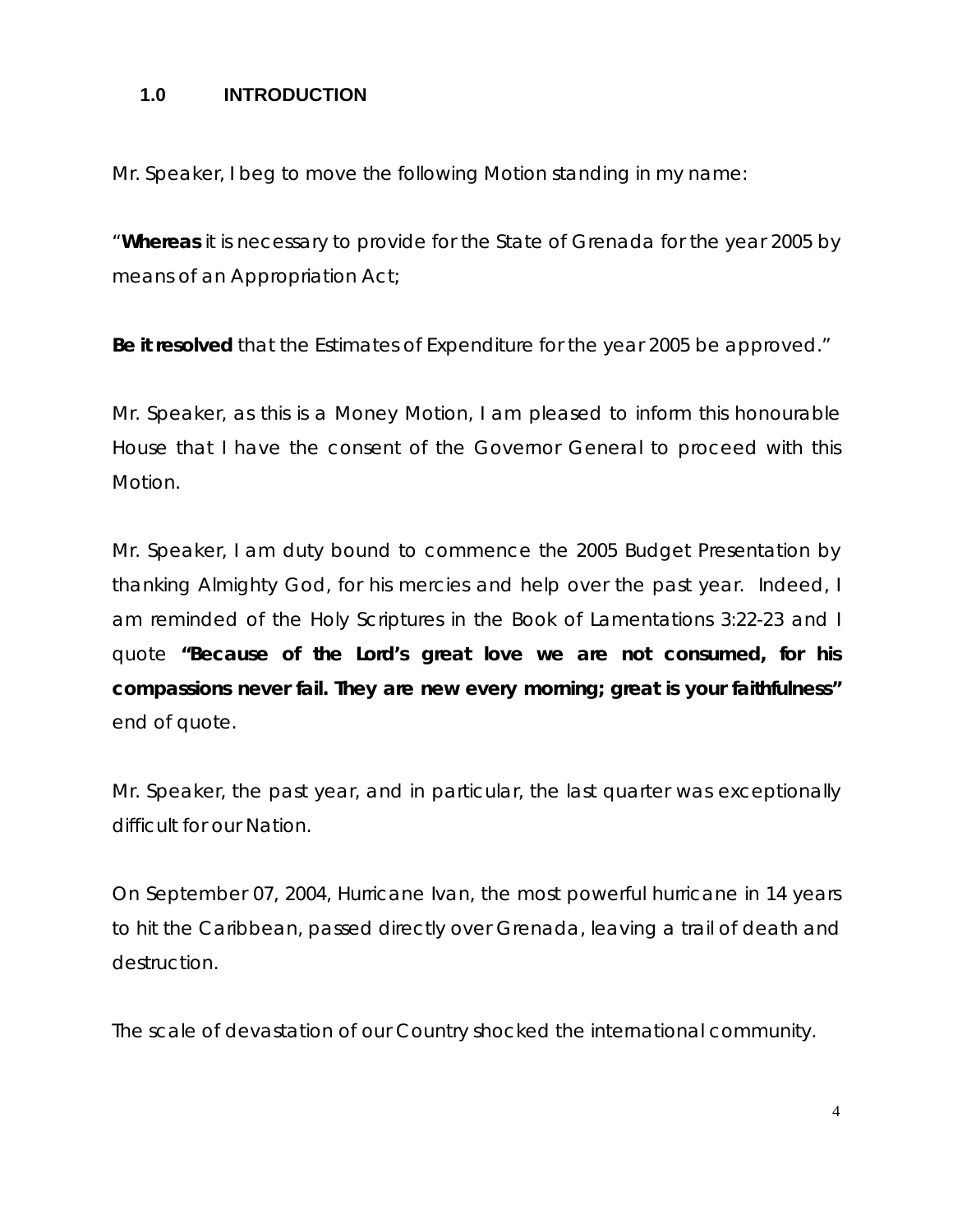## 1.0 INTRODUCTION

Mr. Speaker, I beg to move the following Motion standing in my name:

"**Whereas** it is necessary to provide for the State of Grenada for the year 2005 by means of an Appropriation Act;

**Be it resolved** that the Estimates of Expenditure for the year 2005 be approved."

Mr. Speaker, as this is a Money Motion, I am pleased to inform this honourable House that I have the consent of the Governor General to proceed with this Motion.

Mr. Speaker, I am duty bound to commence the 2005 Budget Presentation by thanking Almighty God, for his mercies and help over the past year. Indeed, I am reminded of the Holy Scriptures in the Book of Lamentations 3:22-23 and I quote **"Because of the Lord's great love we are not consumed, for his compassions never fail. They are new every morning; great is your faithfulness"** end of quote.

Mr. Speaker, the past year, and in particular, the last quarter was exceptionally difficult for our Nation.

On September 07, 2004, Hurricane Ivan, the most powerful hurricane in 14 years to hit the Caribbean, passed directly over Grenada, leaving a trail of death and destruction.

The scale of devastation of our Country shocked the international community.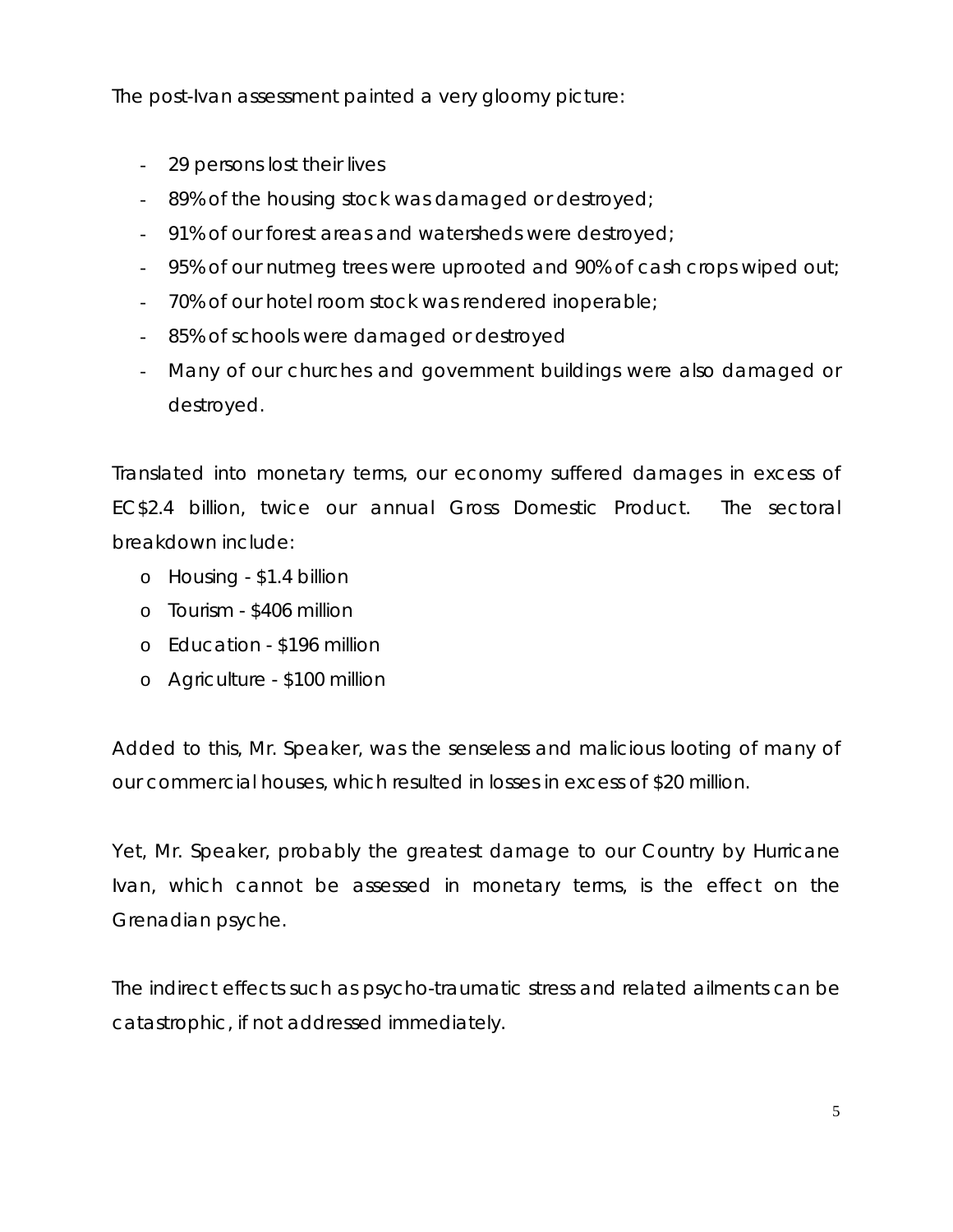The post-Ivan assessment painted a very gloomy picture:

- 29 persons lost their lives
- 89% of the housing stock was damaged or destroyed;
- 91% of our forest areas and watersheds were destroyed;
- 95% of our nutmeg trees were uprooted and 90% of cash crops wiped out;
- 70% of our hotel room stock was rendered inoperable;
- 85% of schools were damaged or destroyed
- Many of our churches and government buildings were also damaged or destroyed.

Translated into monetary terms, our economy suffered damages in excess of EC$2.4 billion, twice our annual Gross Domestic Product. The sectoral breakdown include:

- Housing - $1.4 billion
- Tourism - $406 million
- Education - $196 million
- Agriculture - $100 million

Added to this, Mr. Speaker, was the senseless and malicious looting of many of our commercial houses, which resulted in losses in excess of $20 million.

Yet, Mr. Speaker, probably the greatest damage to our Country by Hurricane Ivan, which cannot be assessed in monetary terms, is the effect on the Grenadian psyche.

The indirect effects such as psycho-traumatic stress and related ailments can be catastrophic, if not addressed immediately.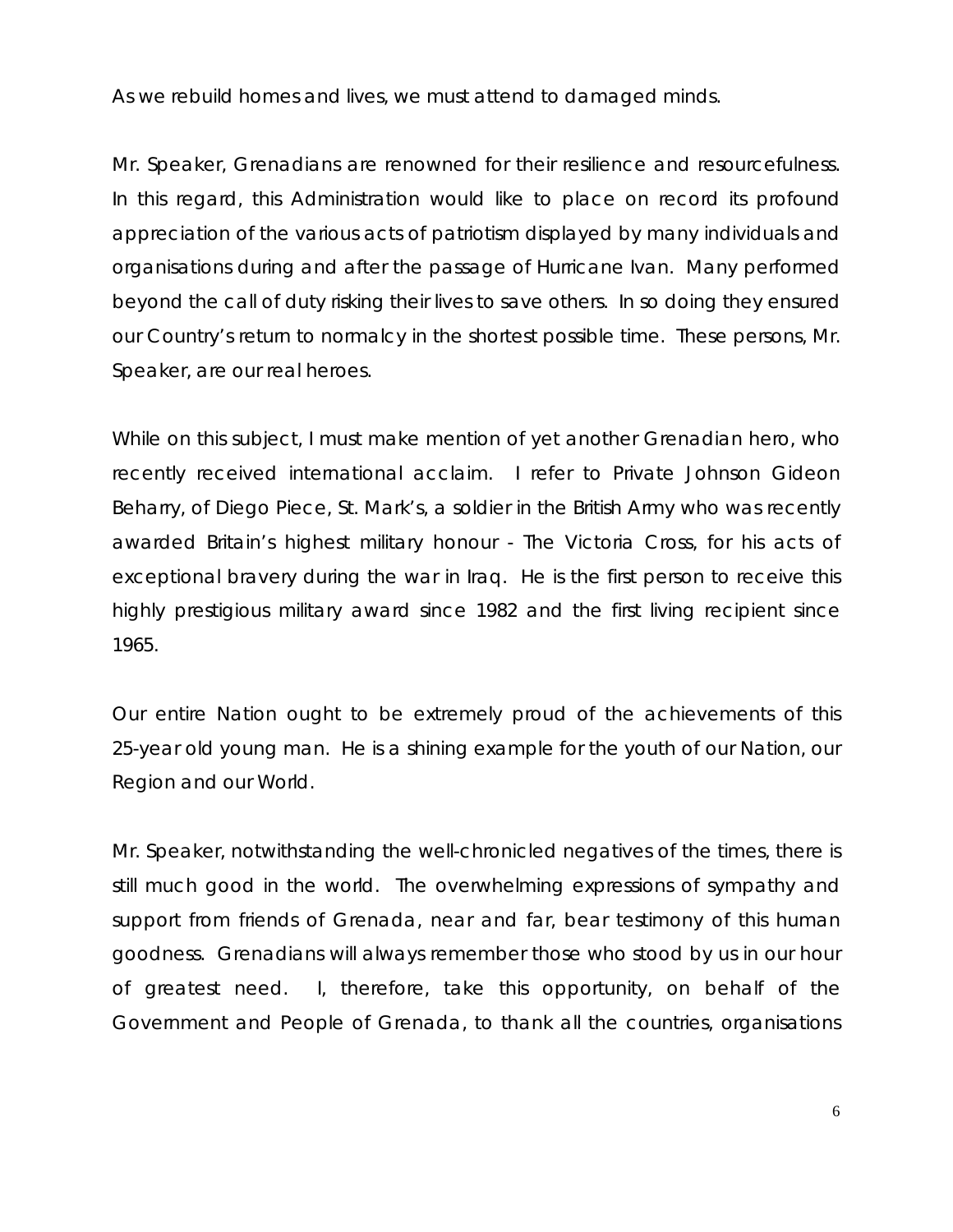As we rebuild homes and lives, we must attend to damaged minds.

Mr. Speaker, Grenadians are renowned for their resilience and resourcefulness. In this regard, this Administration would like to place on record its profound appreciation of the various acts of patriotism displayed by many individuals and organisations during and after the passage of Hurricane Ivan. Many performed beyond the call of duty risking their lives to save others. In so doing they ensured our Country's return to normalcy in the shortest possible time. These persons, Mr. Speaker, are our real heroes.

While on this subject, I must make mention of yet another Grenadian hero, who recently received international acclaim. I refer to Private Johnson Gideon Beharry, of Diego Piece, St. Mark's, a soldier in the British Army who was recently awarded Britain's highest military honour - The Victoria Cross, for his acts of exceptional bravery during the war in Iraq. He is the first person to receive this highly prestigious military award since 1982 and the first living recipient since 1965.

Our entire Nation ought to be extremely proud of the achievements of this 25-year old young man. He is a shining example for the youth of our Nation, our Region and our World.

Mr. Speaker, notwithstanding the well-chronicled negatives of the times, there is still much good in the world. The overwhelming expressions of sympathy and support from friends of Grenada, near and far, bear testimony of this human goodness. Grenadians will always remember those who stood by us in our hour of greatest need. I, therefore, take this opportunity, on behalf of the Government and People of Grenada, to thank all the countries, organisations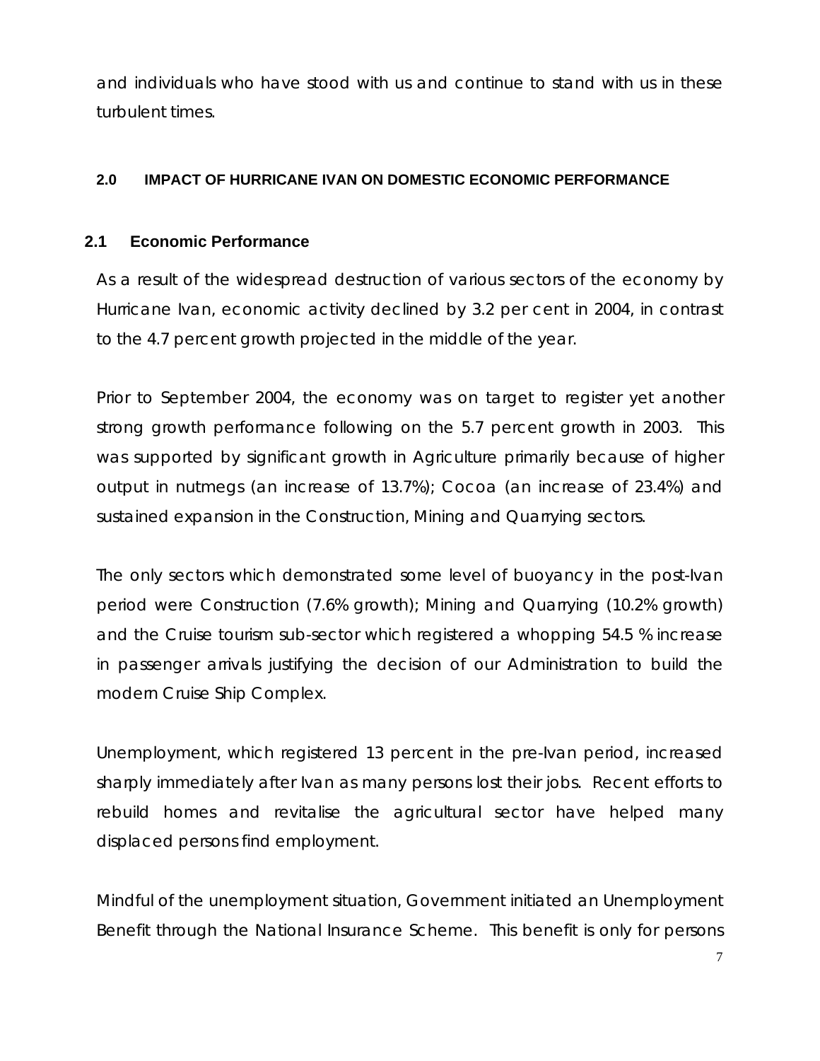and individuals who have stood with us and continue to stand with us in these turbulent times.

## 2.0 IMPACT OF HURRICANE IVAN ON DOMESTIC ECONOMIC PERFORMANCE

### 2.1 Economic Performance

As a result of the widespread destruction of various sectors of the economy by Hurricane Ivan, economic activity declined by 3.2 per cent in 2004, in contrast to the 4.7 percent growth projected in the middle of the year.

Prior to September 2004, the economy was on target to register yet another strong growth performance following on the 5.7 percent growth in 2003. This was supported by significant growth in Agriculture primarily because of higher output in nutmegs (an increase of 13.7%); Cocoa (an increase of 23.4%) and sustained expansion in the Construction, Mining and Quarrying sectors.

The only sectors which demonstrated some level of buoyancy in the post-Ivan period were Construction (7.6% growth); Mining and Quarrying (10.2% growth) and the Cruise tourism sub-sector which registered a whopping 54.5 % increase in passenger arrivals justifying the decision of our Administration to build the modern Cruise Ship Complex.

Unemployment, which registered 13 percent in the pre-Ivan period, increased sharply immediately after Ivan as many persons lost their jobs. Recent efforts to rebuild homes and revitalise the agricultural sector have helped many displaced persons find employment.

Mindful of the unemployment situation, Government initiated an Unemployment Benefit through the National Insurance Scheme. This benefit is only for persons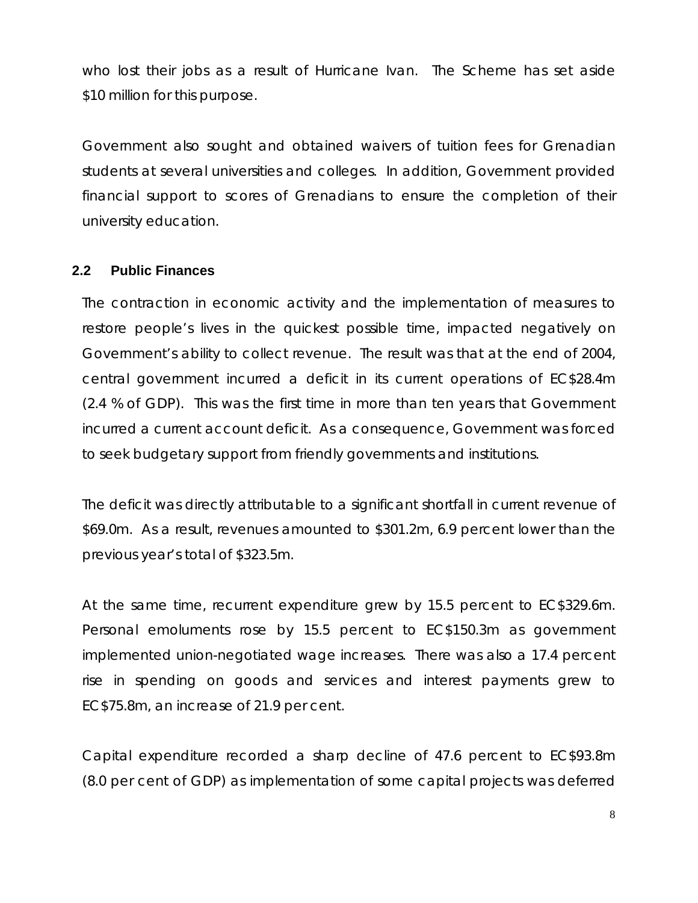who lost their jobs as a result of Hurricane Ivan. The Scheme has set aside $10 million for this purpose.

Government also sought and obtained waivers of tuition fees for Grenadian students at several universities and colleges. In addition, Government provided financial support to scores of Grenadians to ensure the completion of their university education.

## 2.2 Public Finances

The contraction in economic activity and the implementation of measures to restore people's lives in the quickest possible time, impacted negatively on Government's ability to collect revenue. The result was that at the end of 2004, central government incurred a deficit in its current operations of EC$28.4m (2.4 % of GDP). This was the first time in more than ten years that Government incurred a current account deficit. As a consequence, Government was forced to seek budgetary support from friendly governments and institutions.

The deficit was directly attributable to a significant shortfall in current revenue of $69.0m. As a result, revenues amounted to $301.2m, 6.9 percent lower than the previous year's total of $323.5m.

At the same time, recurrent expenditure grew by 15.5 percent to EC$329.6m. Personal emoluments rose by 15.5 percent to EC$150.3m as government implemented union-negotiated wage increases. There was also a 17.4 percent rise in spending on goods and services and interest payments grew to EC$75.8m, an increase of 21.9 per cent.

Capital expenditure recorded a sharp decline of 47.6 percent to EC$93.8m (8.0 per cent of GDP) as implementation of some capital projects was deferred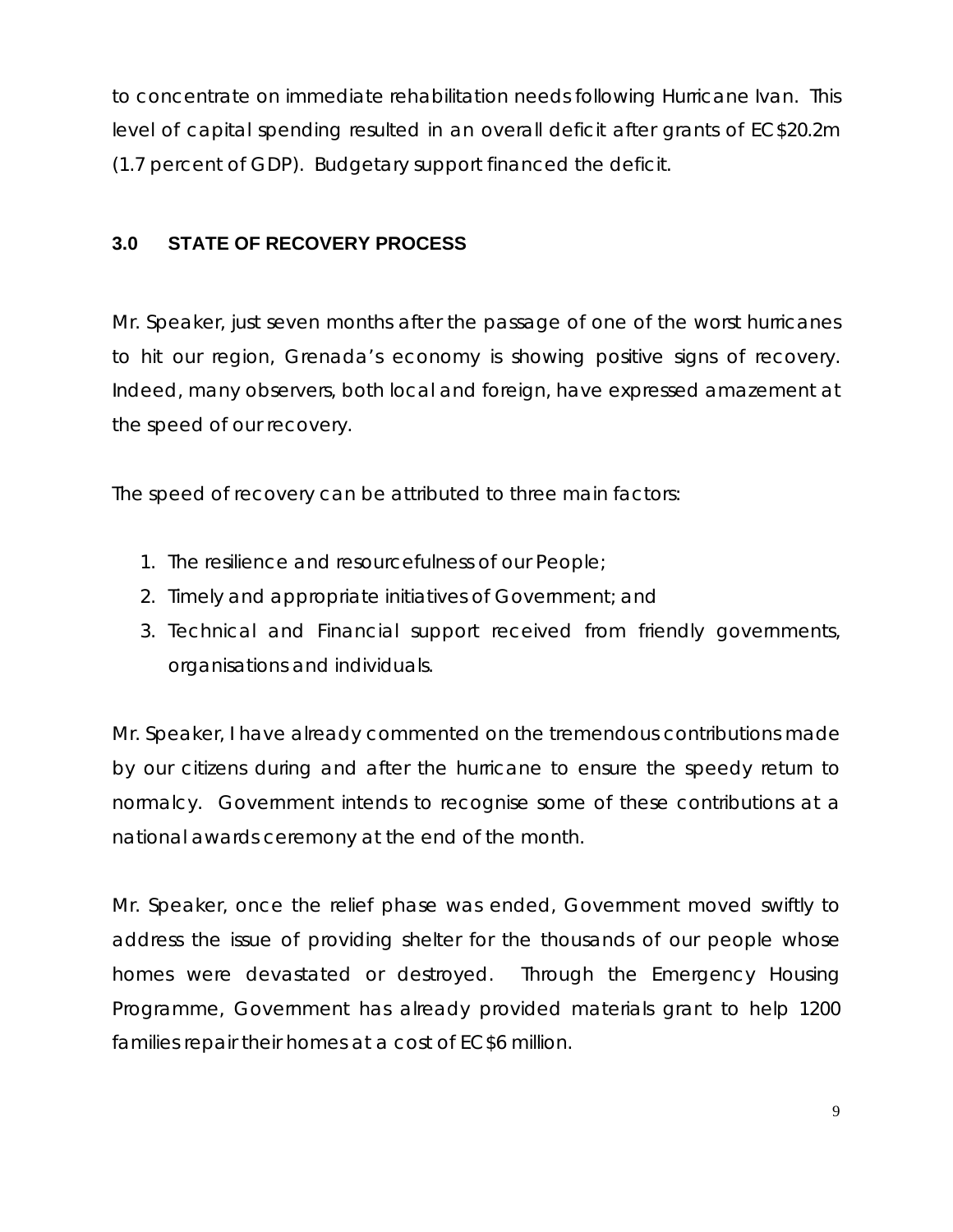to concentrate on immediate rehabilitation needs following Hurricane Ivan. This level of capital spending resulted in an overall deficit after grants of EC$20.2m (1.7 percent of GDP). Budgetary support financed the deficit.

## 3.0 STATE OF RECOVERY PROCESS

Mr. Speaker, just seven months after the passage of one of the worst hurricanes to hit our region, Grenada's economy is showing positive signs of recovery. Indeed, many observers, both local and foreign, have expressed amazement at the speed of our recovery.

The speed of recovery can be attributed to three main factors:

1. The resilience and resourcefulness of our People;
2. Timely and appropriate initiatives of Government; and
3. Technical and Financial support received from friendly governments, organisations and individuals.

Mr. Speaker, I have already commented on the tremendous contributions made by our citizens during and after the hurricane to ensure the speedy return to normalcy. Government intends to recognise some of these contributions at a national awards ceremony at the end of the month.

Mr. Speaker, once the relief phase was ended, Government moved swiftly to address the issue of providing shelter for the thousands of our people whose homes were devastated or destroyed. Through the Emergency Housing Programme, Government has already provided materials grant to help 1200 families repair their homes at a cost of EC$6 million.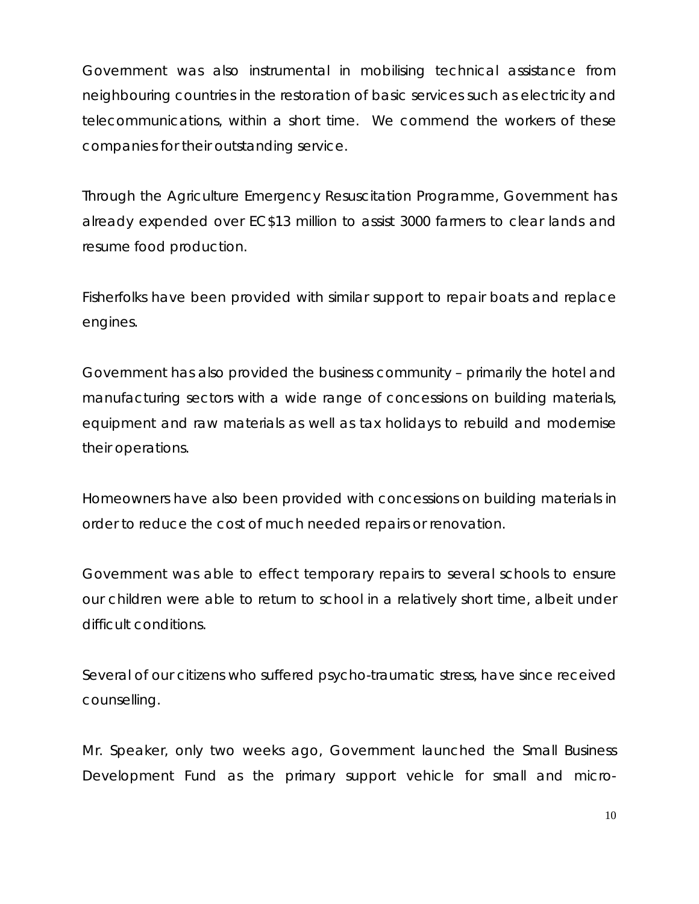Government was also instrumental in mobilising technical assistance from neighbouring countries in the restoration of basic services such as electricity and telecommunications, within a short time. We commend the workers of these companies for their outstanding service.

Through the Agriculture Emergency Resuscitation Programme, Government has already expended over EC$13 million to assist 3000 farmers to clear lands and resume food production.

Fisherfolks have been provided with similar support to repair boats and replace engines.

Government has also provided the business community – primarily the hotel and manufacturing sectors with a wide range of concessions on building materials, equipment and raw materials as well as tax holidays to rebuild and modernise their operations.

Homeowners have also been provided with concessions on building materials in order to reduce the cost of much needed repairs or renovation.

Government was able to effect temporary repairs to several schools to ensure our children were able to return to school in a relatively short time, albeit under difficult conditions.

Several of our citizens who suffered psycho-traumatic stress, have since received counselling.

Mr. Speaker, only two weeks ago, Government launched the Small Business Development Fund as the primary support vehicle for small and micro-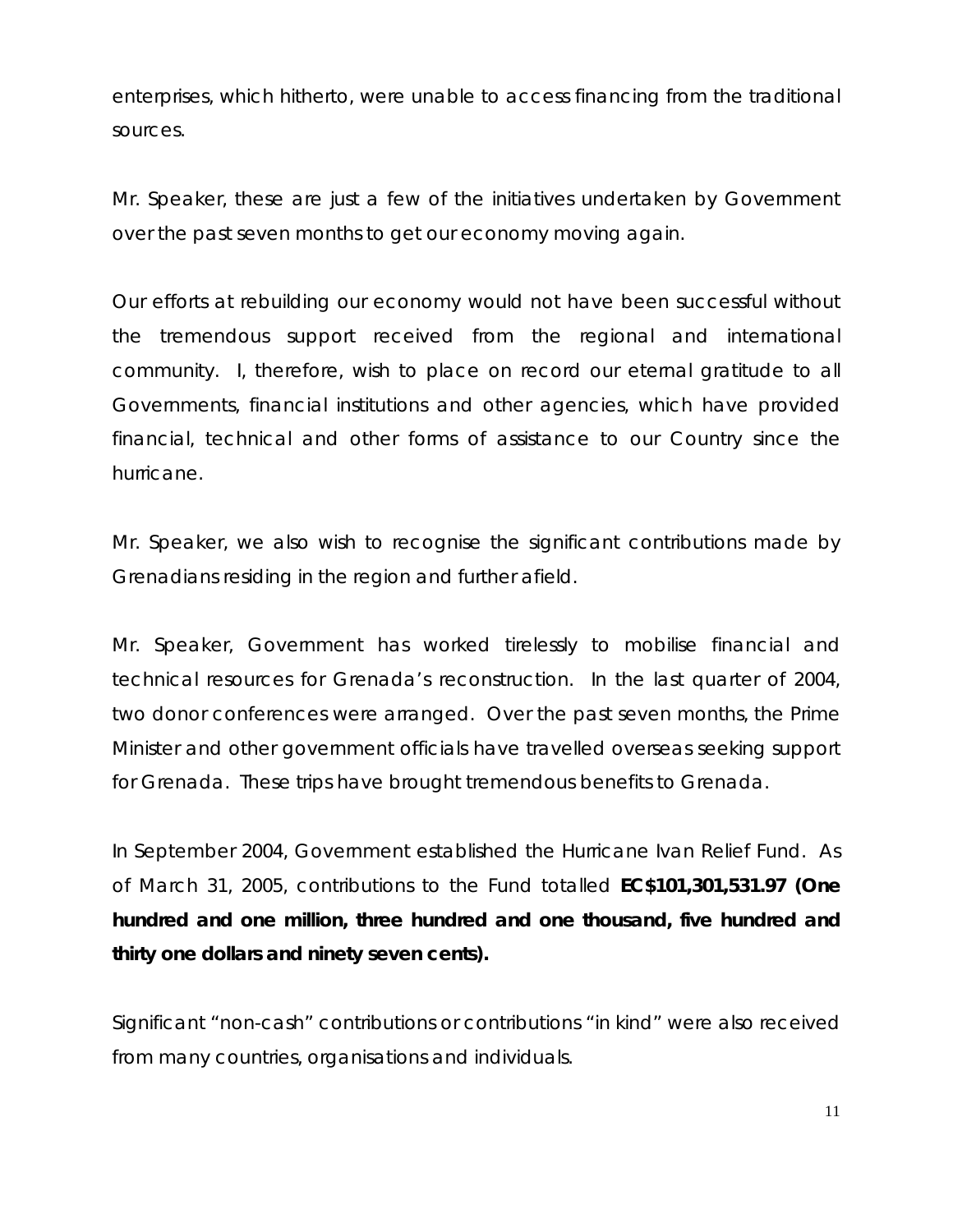enterprises, which hitherto, were unable to access financing from the traditional sources.

Mr. Speaker, these are just a few of the initiatives undertaken by Government over the past seven months to get our economy moving again.

Our efforts at rebuilding our economy would not have been successful without the tremendous support received from the regional and international community. I, therefore, wish to place on record our eternal gratitude to all Governments, financial institutions and other agencies, which have provided financial, technical and other forms of assistance to our Country since the hurricane.

Mr. Speaker, we also wish to recognise the significant contributions made by Grenadians residing in the region and further afield.

Mr. Speaker, Government has worked tirelessly to mobilise financial and technical resources for Grenada's reconstruction. In the last quarter of 2004, two donor conferences were arranged. Over the past seven months, the Prime Minister and other government officials have travelled overseas seeking support for Grenada. These trips have brought tremendous benefits to Grenada.

In September 2004, Government established the Hurricane Ivan Relief Fund. As of March 31, 2005, contributions to the Fund totalled **EC$101,301,531.97 (One hundred and one million, three hundred and one thousand, five hundred and thirty one dollars and ninety seven cents).**

Significant "non-cash" contributions or contributions "in kind" were also received from many countries, organisations and individuals.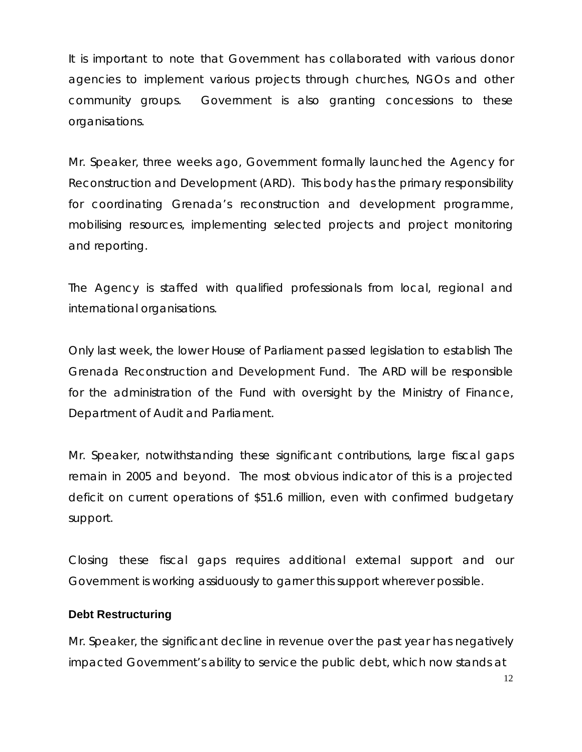It is important to note that Government has collaborated with various donor agencies to implement various projects through churches, NGOs and other community groups. Government is also granting concessions to these organisations.

Mr. Speaker, three weeks ago, Government formally launched the Agency for Reconstruction and Development (ARD). This body has the primary responsibility for coordinating Grenada's reconstruction and development programme, mobilising resources, implementing selected projects and project monitoring and reporting.

The Agency is staffed with qualified professionals from local, regional and international organisations.

Only last week, the lower House of Parliament passed legislation to establish The Grenada Reconstruction and Development Fund. The ARD will be responsible for the administration of the Fund with oversight by the Ministry of Finance, Department of Audit and Parliament.

Mr. Speaker, notwithstanding these significant contributions, large fiscal gaps remain in 2005 and beyond. The most obvious indicator of this is a projected deficit on current operations of $51.6 million, even with confirmed budgetary support.

Closing these fiscal gaps requires additional external support and our Government is working assiduously to garner this support wherever possible.

### Debt Restructuring

Mr. Speaker, the significant decline in revenue over the past year has negatively impacted Government's ability to service the public debt, which now stands at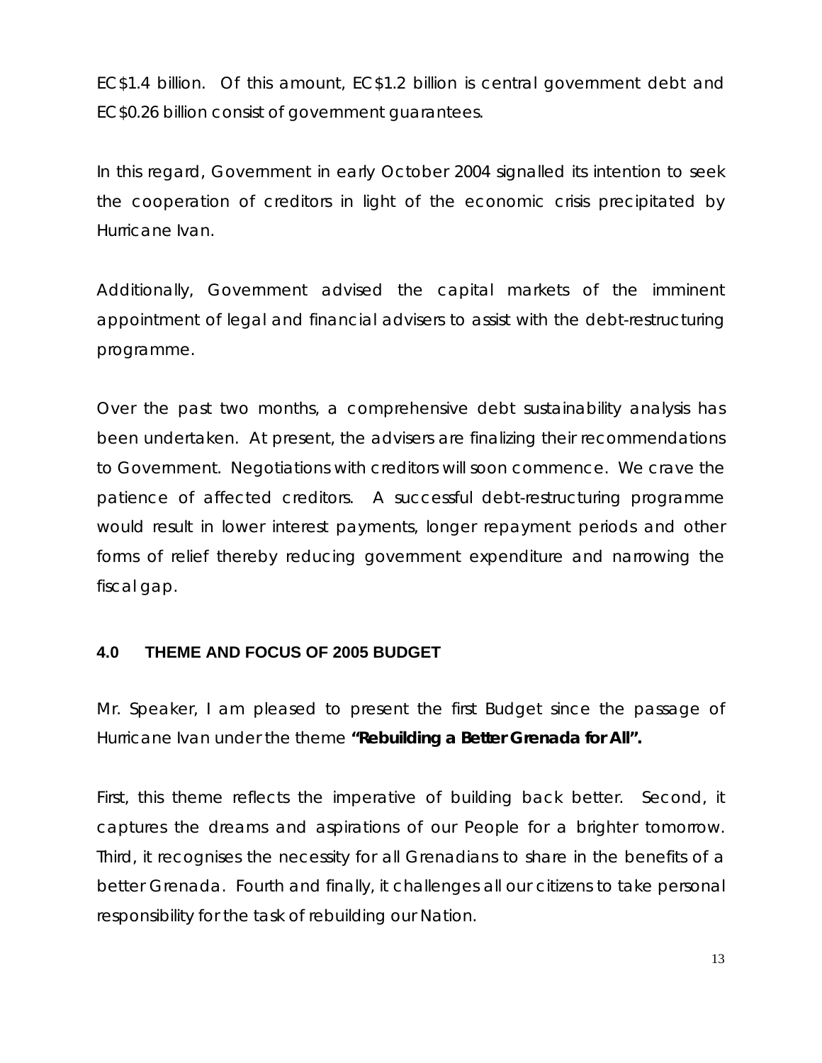EC$1.4 billion. Of this amount, EC$1.2 billion is central government debt and EC$0.26 billion consist of government guarantees.

In this regard, Government in early October 2004 signalled its intention to seek the cooperation of creditors in light of the economic crisis precipitated by Hurricane Ivan.

Additionally, Government advised the capital markets of the imminent appointment of legal and financial advisers to assist with the debt-restructuring programme.

Over the past two months, a comprehensive debt sustainability analysis has been undertaken. At present, the advisers are finalizing their recommendations to Government. Negotiations with creditors will soon commence. We crave the patience of affected creditors. A successful debt-restructuring programme would result in lower interest payments, longer repayment periods and other forms of relief thereby reducing government expenditure and narrowing the fiscal gap.

## 4.0 THEME AND FOCUS OF 2005 BUDGET

Mr. Speaker, I am pleased to present the first Budget since the passage of Hurricane Ivan under the theme **"Rebuilding a Better Grenada for All".**

First, this theme reflects the imperative of building back better. Second, it captures the dreams and aspirations of our People for a brighter tomorrow. Third, it recognises the necessity for all Grenadians to share in the benefits of a better Grenada. Fourth and finally, it challenges all our citizens to take personal responsibility for the task of rebuilding our Nation.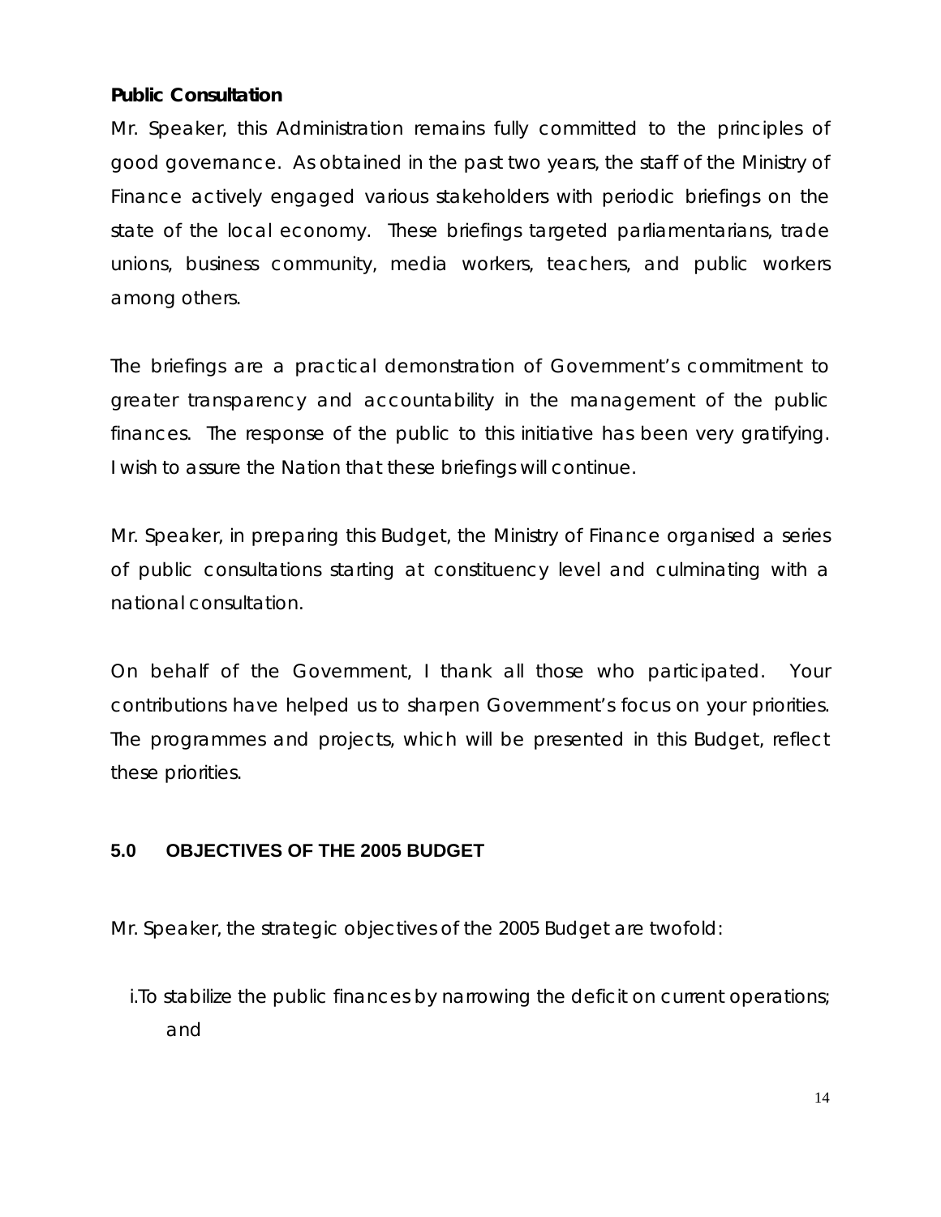**Public Consultation**

Mr. Speaker, this Administration remains fully committed to the principles of good governance. As obtained in the past two years, the staff of the Ministry of Finance actively engaged various stakeholders with periodic briefings on the state of the local economy. These briefings targeted parliamentarians, trade unions, business community, media workers, teachers, and public workers among others.

The briefings are a practical demonstration of Government's commitment to greater transparency and accountability in the management of the public finances. The response of the public to this initiative has been very gratifying. I wish to assure the Nation that these briefings will continue.

Mr. Speaker, in preparing this Budget, the Ministry of Finance organised a series of public consultations starting at constituency level and culminating with a national consultation.

On behalf of the Government, I thank all those who participated. Your contributions have helped us to sharpen Government's focus on your priorities. The programmes and projects, which will be presented in this Budget, reflect these priorities.

## 5.0 OBJECTIVES OF THE 2005 BUDGET

Mr. Speaker, the strategic objectives of the 2005 Budget are twofold:

i. To stabilize the public finances by narrowing the deficit on current operations; and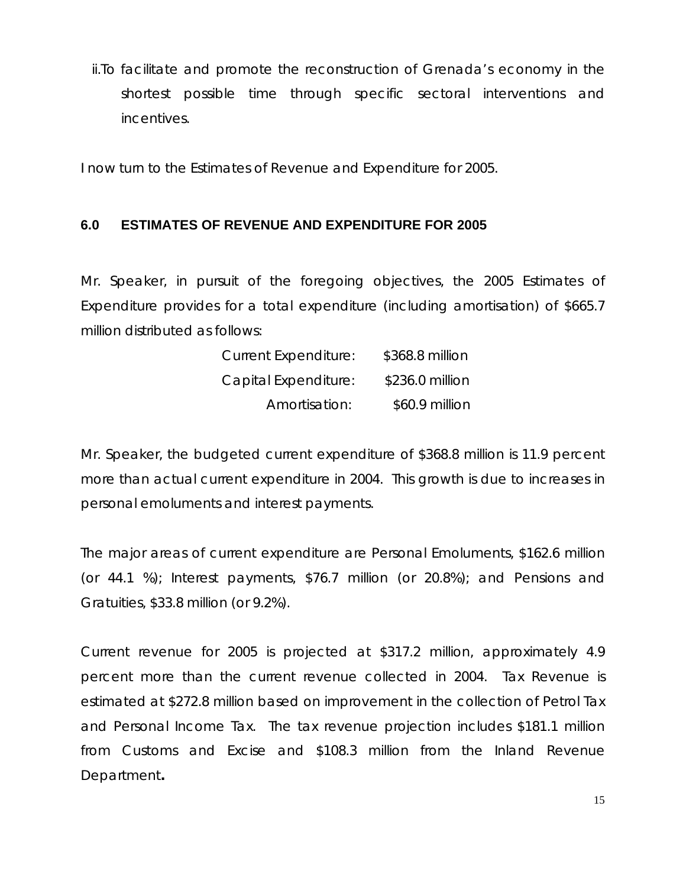ii. To facilitate and promote the reconstruction of Grenada's economy in the shortest possible time through specific sectoral interventions and incentives.

I now turn to the Estimates of Revenue and Expenditure for 2005.

## 6.0 ESTIMATES OF REVENUE AND EXPENDITURE FOR 2005

Mr. Speaker, in pursuit of the foregoing objectives, the 2005 Estimates of Expenditure provides for a total expenditure (including amortisation) of $665.7 million distributed as follows:

| | |
|---|---|
| Current Expenditure: | $368.8 million |
| Capital Expenditure: | $236.0 million |
| Amortisation: | $60.9 million |

Mr. Speaker, the budgeted current expenditure of $368.8 million is 11.9 percent more than actual current expenditure in 2004. This growth is due to increases in personal emoluments and interest payments.

The major areas of current expenditure are Personal Emoluments, $162.6 million (or 44.1 %); Interest payments, $76.7 million (or 20.8%); and Pensions and Gratuities, $33.8 million (or 9.2%).

Current revenue for 2005 is projected at $317.2 million, approximately 4.9 percent more than the current revenue collected in 2004. Tax Revenue is estimated at $272.8 million based on improvement in the collection of Petrol Tax and Personal Income Tax. The tax revenue projection includes $181.1 million from Customs and Excise and $108.3 million from the Inland Revenue Department**.**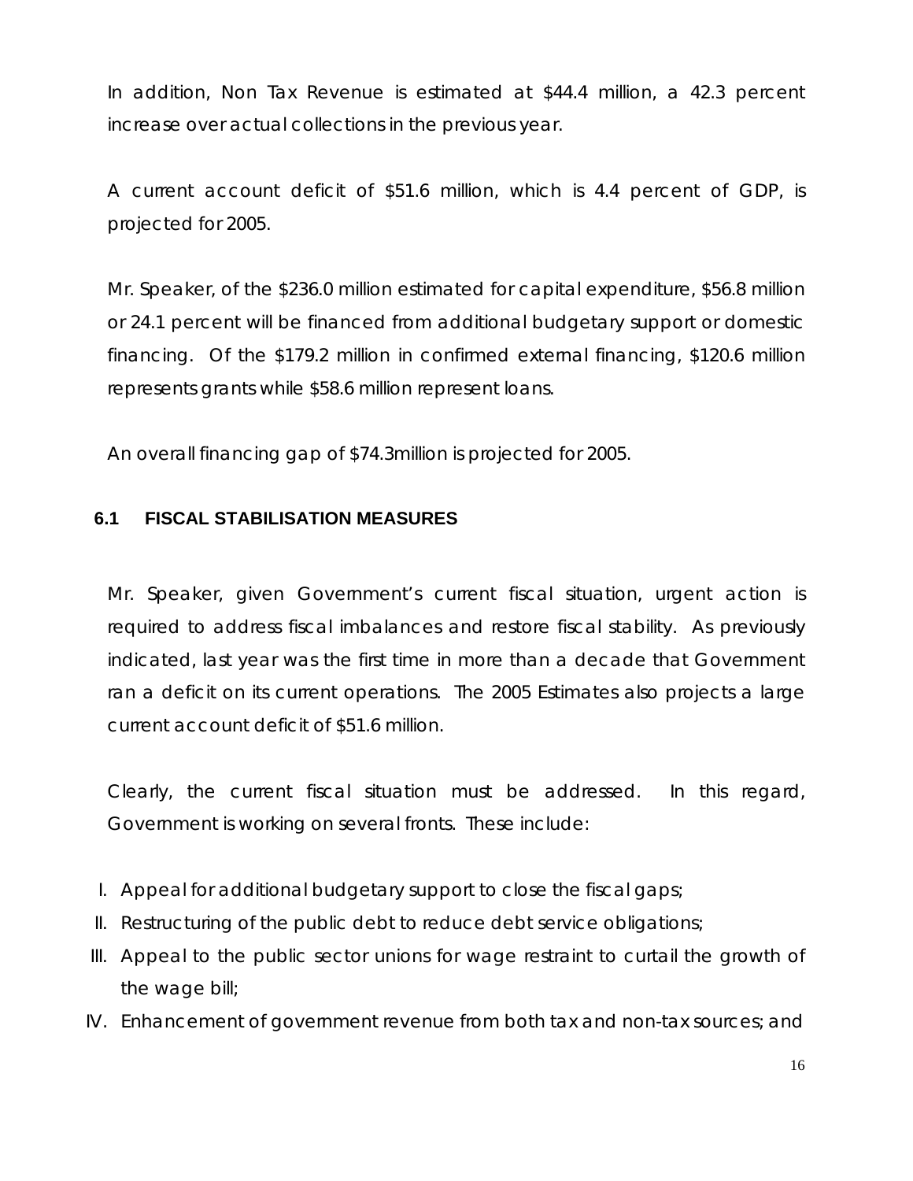In addition, Non Tax Revenue is estimated at $44.4 million, a 42.3 percent increase over actual collections in the previous year.

A current account deficit of $51.6 million, which is 4.4 percent of GDP, is projected for 2005.

Mr. Speaker, of the $236.0 million estimated for capital expenditure, $56.8 million or 24.1 percent will be financed from additional budgetary support or domestic financing. Of the $179.2 million in confirmed external financing, $120.6 million represents grants while $58.6 million represent loans.

An overall financing gap of $74.3million is projected for 2005.

## 6.1 FISCAL STABILISATION MEASURES

Mr. Speaker, given Government's current fiscal situation, urgent action is required to address fiscal imbalances and restore fiscal stability. As previously indicated, last year was the first time in more than a decade that Government ran a deficit on its current operations. The 2005 Estimates also projects a large current account deficit of $51.6 million.

Clearly, the current fiscal situation must be addressed. In this regard, Government is working on several fronts. These include:

I. Appeal for additional budgetary support to close the fiscal gaps;
II. Restructuring of the public debt to reduce debt service obligations;
III. Appeal to the public sector unions for wage restraint to curtail the growth of the wage bill;
IV. Enhancement of government revenue from both tax and non-tax sources; and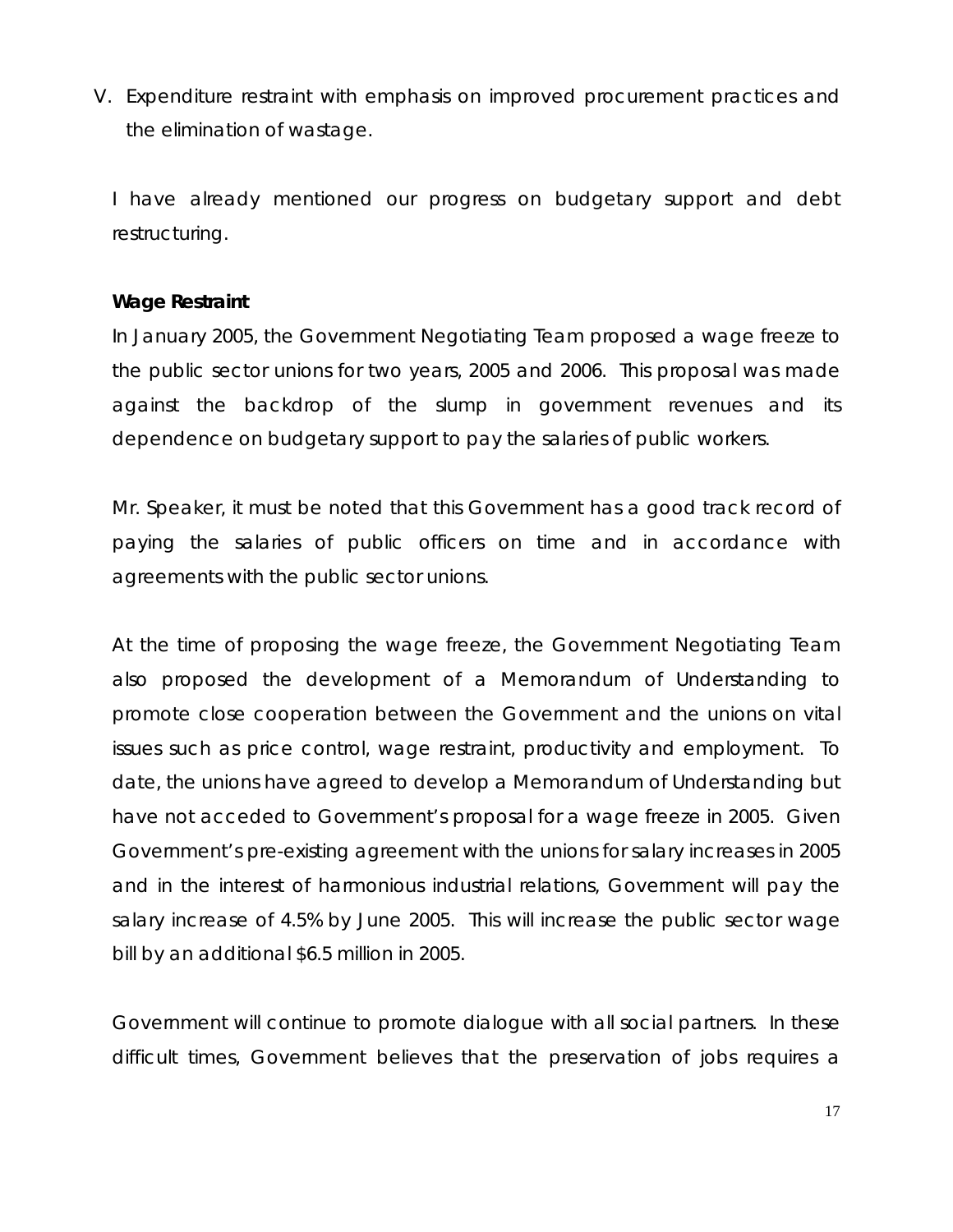V. Expenditure restraint with emphasis on improved procurement practices and the elimination of wastage.

I have already mentioned our progress on budgetary support and debt restructuring.

**Wage Restraint**

In January 2005, the Government Negotiating Team proposed a wage freeze to the public sector unions for two years, 2005 and 2006. This proposal was made against the backdrop of the slump in government revenues and its dependence on budgetary support to pay the salaries of public workers.

Mr. Speaker, it must be noted that this Government has a good track record of paying the salaries of public officers on time and in accordance with agreements with the public sector unions.

At the time of proposing the wage freeze, the Government Negotiating Team also proposed the development of a Memorandum of Understanding to promote close cooperation between the Government and the unions on vital issues such as price control, wage restraint, productivity and employment. To date, the unions have agreed to develop a Memorandum of Understanding but have not acceded to Government's proposal for a wage freeze in 2005. Given Government's pre-existing agreement with the unions for salary increases in 2005 and in the interest of harmonious industrial relations, Government will pay the salary increase of 4.5% by June 2005. This will increase the public sector wage bill by an additional $6.5 million in 2005.

Government will continue to promote dialogue with all social partners. In these difficult times, Government believes that the preservation of jobs requires a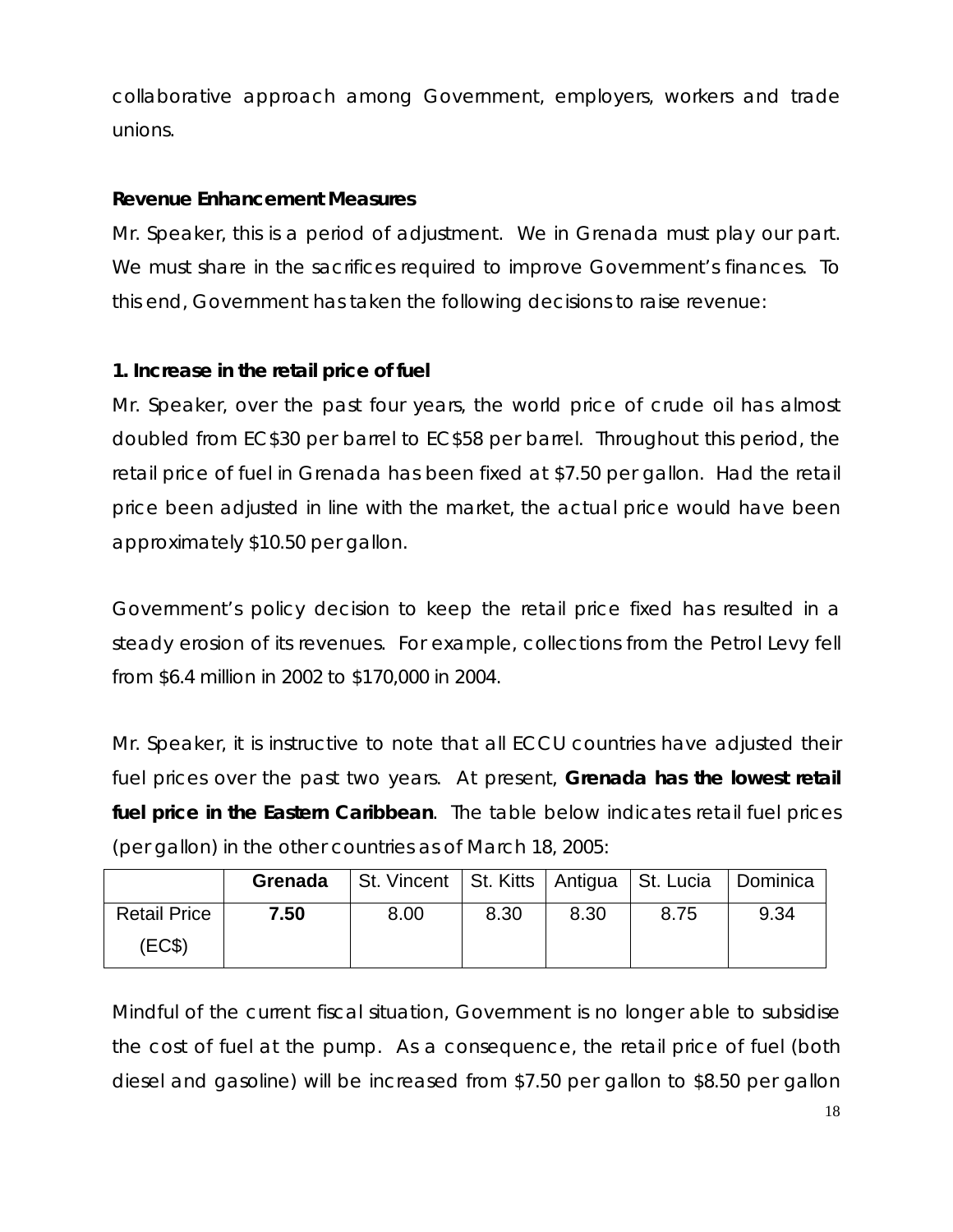collaborative approach among Government, employers, workers and trade unions.

**Revenue Enhancement Measures**

Mr. Speaker, this is a period of adjustment. We in Grenada must play our part. We must share in the sacrifices required to improve Government's finances. To this end, Government has taken the following decisions to raise revenue:

**1. Increase in the retail price of fuel**

Mr. Speaker, over the past four years, the world price of crude oil has almost doubled from EC$30 per barrel to EC$58 per barrel. Throughout this period, the retail price of fuel in Grenada has been fixed at $7.50 per gallon. Had the retail price been adjusted in line with the market, the actual price would have been approximately $10.50 per gallon.

Government's policy decision to keep the retail price fixed has resulted in a steady erosion of its revenues. For example, collections from the Petrol Levy fell from $6.4 million in 2002 to $170,000 in 2004.

Mr. Speaker, it is instructive to note that all ECCU countries have adjusted their fuel prices over the past two years. At present, **Grenada has the lowest retail fuel price in the Eastern Caribbean**. The table below indicates retail fuel prices (per gallon) in the other countries as of March 18, 2005:

| | **Grenada** | St. Vincent | St. Kitts | Antigua | St. Lucia | Dominica |
|---|---|---|---|---|---|---|
| Retail Price (EC$) | **7.50** | 8.00 | 8.30 | 8.30 | 8.75 | 9.34 |

Mindful of the current fiscal situation, Government is no longer able to subsidise the cost of fuel at the pump. As a consequence, the retail price of fuel (both diesel and gasoline) will be increased from $7.50 per gallon to $8.50 per gallon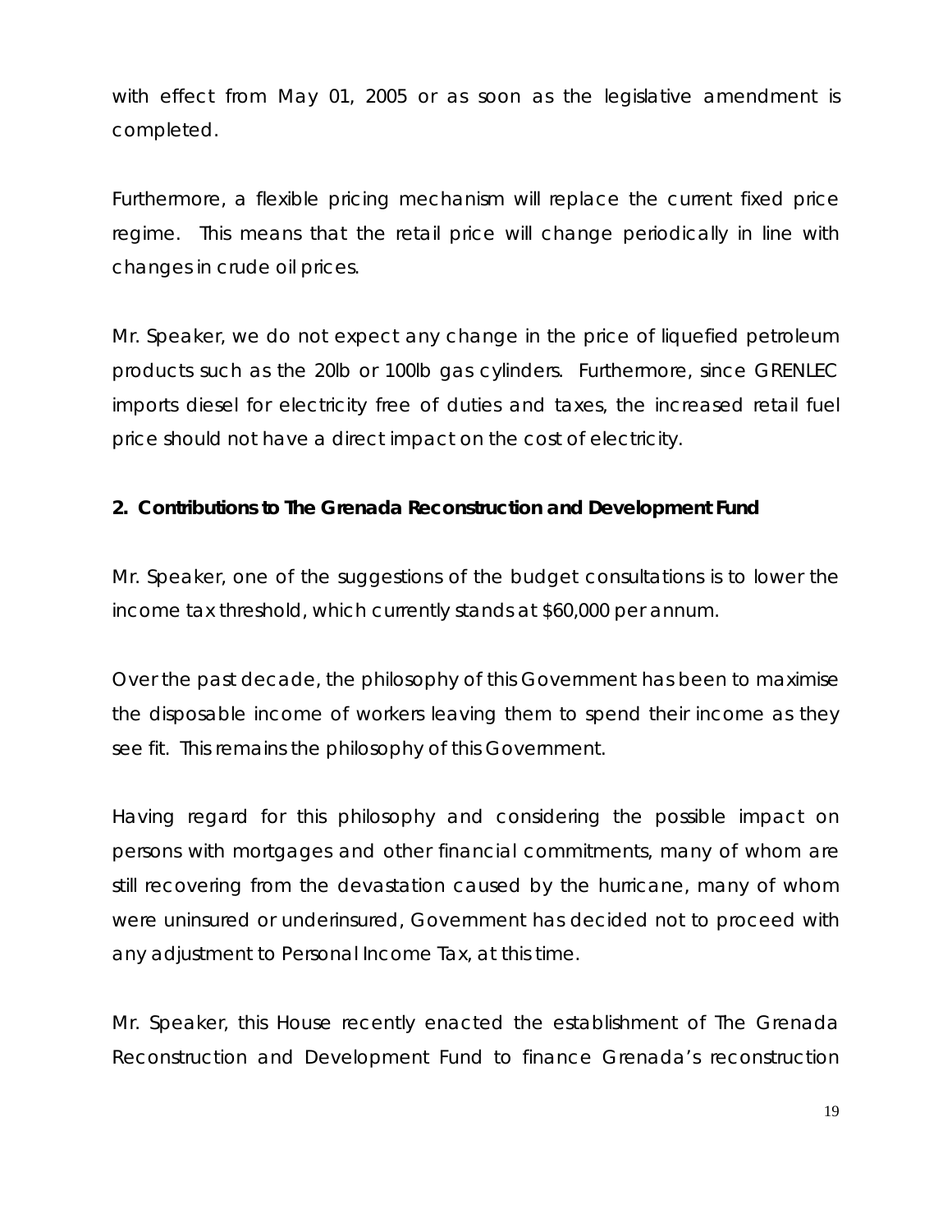with effect from May 01, 2005 or as soon as the legislative amendment is completed.

Furthermore, a flexible pricing mechanism will replace the current fixed price regime. This means that the retail price will change periodically in line with changes in crude oil prices.

Mr. Speaker, we do not expect any change in the price of liquefied petroleum products such as the 20lb or 100lb gas cylinders. Furthermore, since GRENLEC imports diesel for electricity free of duties and taxes, the increased retail fuel price should not have a direct impact on the cost of electricity.

**2. Contributions to The Grenada Reconstruction and Development Fund**

Mr. Speaker, one of the suggestions of the budget consultations is to lower the income tax threshold, which currently stands at $60,000 per annum.

Over the past decade, the philosophy of this Government has been to maximise the disposable income of workers leaving them to spend their income as they see fit. This remains the philosophy of this Government.

Having regard for this philosophy and considering the possible impact on persons with mortgages and other financial commitments, many of whom are still recovering from the devastation caused by the hurricane, many of whom were uninsured or underinsured, Government has decided not to proceed with any adjustment to Personal Income Tax, at this time.

Mr. Speaker, this House recently enacted the establishment of The Grenada Reconstruction and Development Fund to finance Grenada's reconstruction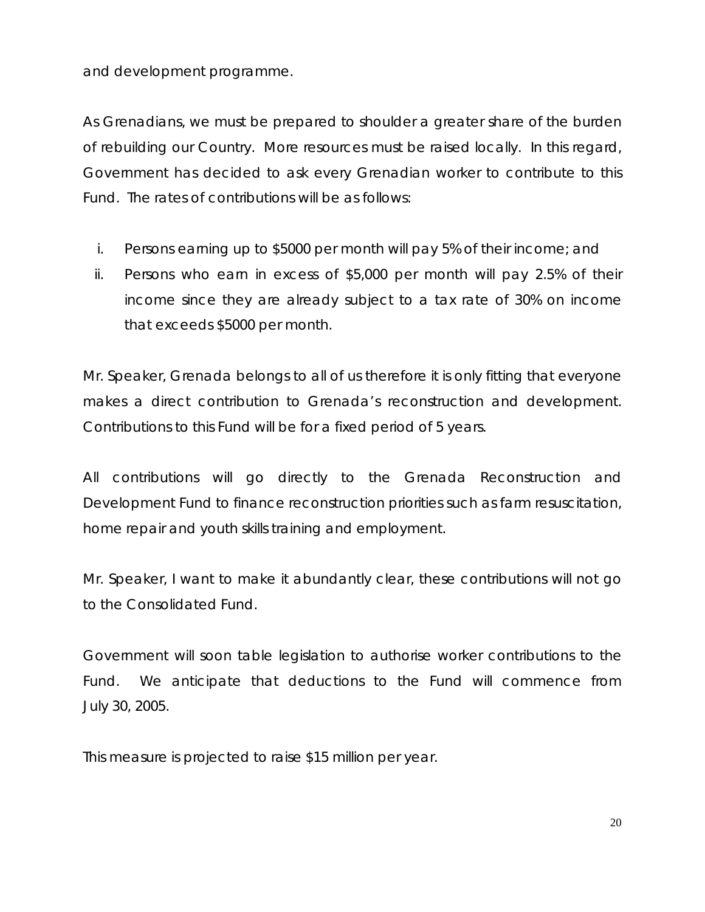and development programme.

As Grenadians, we must be prepared to shoulder a greater share of the burden of rebuilding our Country. More resources must be raised locally. In this regard, Government has decided to ask every Grenadian worker to contribute to this Fund. The rates of contributions will be as follows:

i. Persons earning up to $5000 per month will pay 5% of their income; and
ii. Persons who earn in excess of $5,000 per month will pay 2.5% of their income since they are already subject to a tax rate of 30% on income that exceeds $5000 per month.

Mr. Speaker, Grenada belongs to all of us therefore it is only fitting that everyone makes a direct contribution to Grenada's reconstruction and development. Contributions to this Fund will be for a fixed period of 5 years.

All contributions will go directly to the Grenada Reconstruction and Development Fund to finance reconstruction priorities such as farm resuscitation, home repair and youth skills training and employment.

Mr. Speaker, I want to make it abundantly clear, these contributions will not go to the Consolidated Fund.

Government will soon table legislation to authorise worker contributions to the Fund. We anticipate that deductions to the Fund will commence from July 30, 2005.

This measure is projected to raise $15 million per year.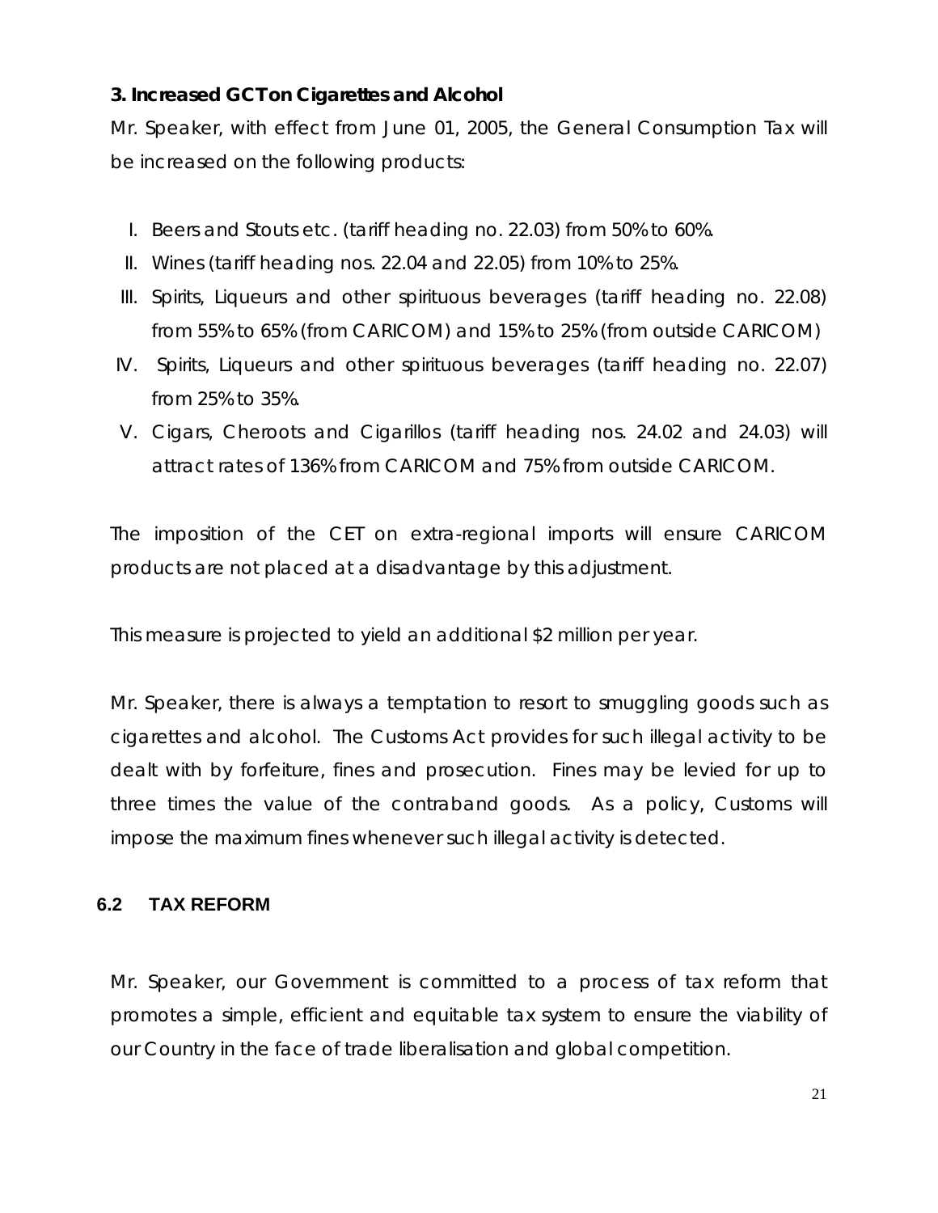### 3. Increased GCT on Cigarettes and Alcohol

Mr. Speaker, with effect from June 01, 2005, the General Consumption Tax will be increased on the following products:

I. Beers and Stouts etc. (tariff heading no. 22.03) from 50% to 60%.
II. Wines (tariff heading nos. 22.04 and 22.05) from 10% to 25%.
III. Spirits, Liqueurs and other spirituous beverages (tariff heading no. 22.08) from 55% to 65% (from CARICOM) and 15% to 25% (from outside CARICOM)
IV. Spirits, Liqueurs and other spirituous beverages (tariff heading no. 22.07) from 25% to 35%.
V. Cigars, Cheroots and Cigarillos (tariff heading nos. 24.02 and 24.03) will attract rates of 136% from CARICOM and 75% from outside CARICOM.

The imposition of the CET on extra-regional imports will ensure CARICOM products are not placed at a disadvantage by this adjustment.

This measure is projected to yield an additional $2 million per year.

Mr. Speaker, there is always a temptation to resort to smuggling goods such as cigarettes and alcohol. The Customs Act provides for such illegal activity to be dealt with by forfeiture, fines and prosecution. Fines may be levied for up to three times the value of the contraband goods. As a policy, Customs will impose the maximum fines whenever such illegal activity is detected.

## 6.2 TAX REFORM

Mr. Speaker, our Government is committed to a process of tax reform that promotes a simple, efficient and equitable tax system to ensure the viability of our Country in the face of trade liberalisation and global competition.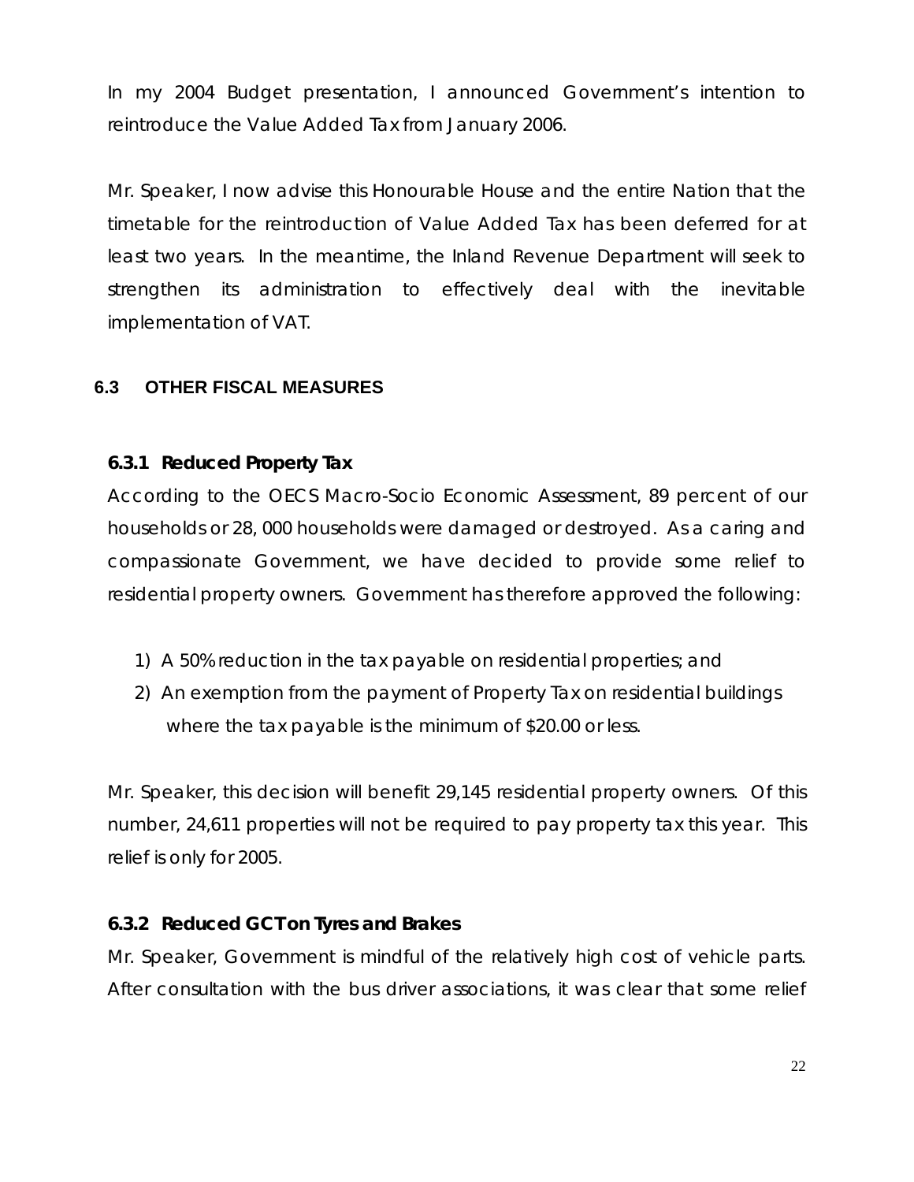In my 2004 Budget presentation, I announced Government's intention to reintroduce the Value Added Tax from January 2006.

Mr. Speaker, I now advise this Honourable House and the entire Nation that the timetable for the reintroduction of Value Added Tax has been deferred for at least two years. In the meantime, the Inland Revenue Department will seek to strengthen its administration to effectively deal with the inevitable implementation of VAT.

## 6.3 OTHER FISCAL MEASURES

### 6.3.1 Reduced Property Tax

According to the OECS Macro-Socio Economic Assessment, 89 percent of our households or 28, 000 households were damaged or destroyed. As a caring and compassionate Government, we have decided to provide some relief to residential property owners. Government has therefore approved the following:

1) A 50% reduction in the tax payable on residential properties; and
2) An exemption from the payment of Property Tax on residential buildings where the tax payable is the minimum of $20.00 or less.

Mr. Speaker, this decision will benefit 29,145 residential property owners. Of this number, 24,611 properties will not be required to pay property tax this year. This relief is only for 2005.

### 6.3.2 Reduced GCT on Tyres and Brakes

Mr. Speaker, Government is mindful of the relatively high cost of vehicle parts. After consultation with the bus driver associations, it was clear that some relief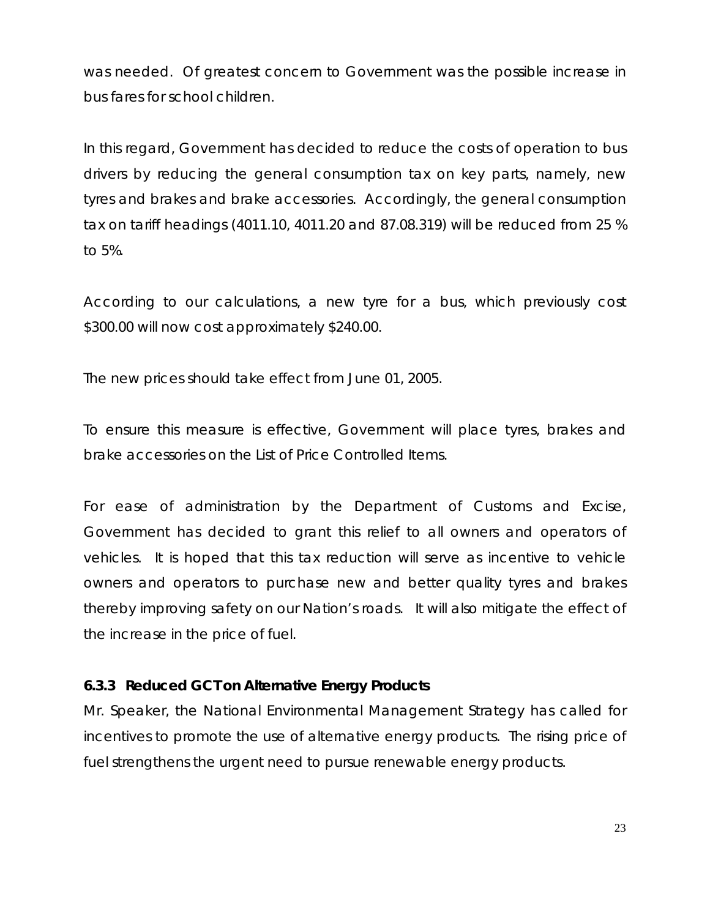was needed. Of greatest concern to Government was the possible increase in bus fares for school children.

In this regard, Government has decided to reduce the costs of operation to bus drivers by reducing the general consumption tax on key parts, namely, new tyres and brakes and brake accessories. Accordingly, the general consumption tax on tariff headings (4011.10, 4011.20 and 87.08.319) will be reduced from 25 % to 5%.

According to our calculations, a new tyre for a bus, which previously cost $300.00 will now cost approximately $240.00.

The new prices should take effect from June 01, 2005.

To ensure this measure is effective, Government will place tyres, brakes and brake accessories on the List of Price Controlled Items.

For ease of administration by the Department of Customs and Excise, Government has decided to grant this relief to all owners and operators of vehicles. It is hoped that this tax reduction will serve as incentive to vehicle owners and operators to purchase new and better quality tyres and brakes thereby improving safety on our Nation's roads. It will also mitigate the effect of the increase in the price of fuel.

### 6.3.3 Reduced GCT on Alternative Energy Products

Mr. Speaker, the National Environmental Management Strategy has called for incentives to promote the use of alternative energy products. The rising price of fuel strengthens the urgent need to pursue renewable energy products.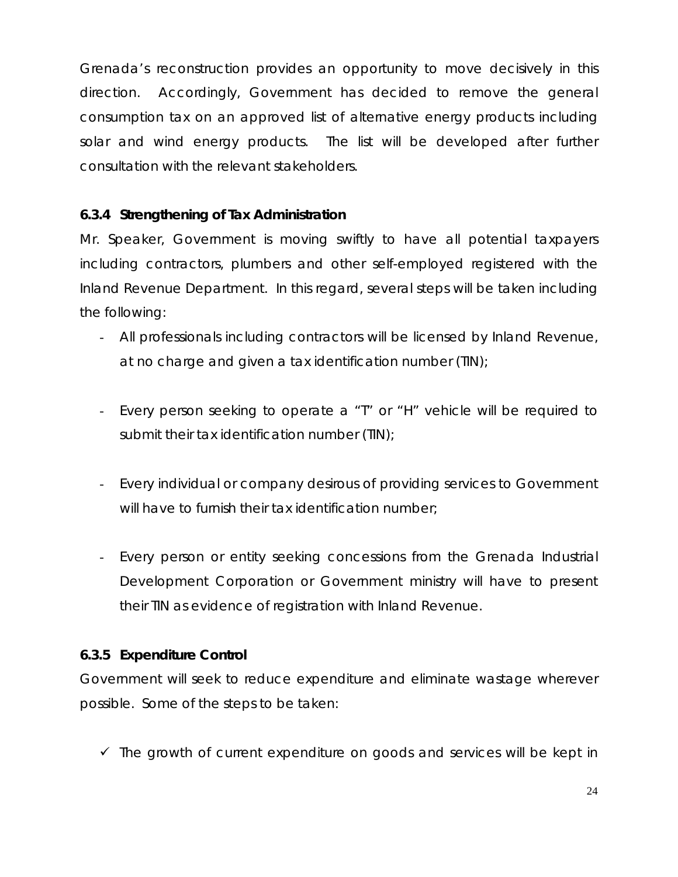Grenada's reconstruction provides an opportunity to move decisively in this direction. Accordingly, Government has decided to remove the general consumption tax on an approved list of alternative energy products including solar and wind energy products. The list will be developed after further consultation with the relevant stakeholders.

### 6.3.4 Strengthening of Tax Administration

Mr. Speaker, Government is moving swiftly to have all potential taxpayers including contractors, plumbers and other self-employed registered with the Inland Revenue Department. In this regard, several steps will be taken including the following:

- All professionals including contractors will be licensed by Inland Revenue, at no charge and given a tax identification number (TIN);
- Every person seeking to operate a "T" or "H" vehicle will be required to submit their tax identification number (TIN);
- Every individual or company desirous of providing services to Government will have to furnish their tax identification number;
- Every person or entity seeking concessions from the Grenada Industrial Development Corporation or Government ministry will have to present their TIN as evidence of registration with Inland Revenue.

### 6.3.5 Expenditure Control

Government will seek to reduce expenditure and eliminate wastage wherever possible. Some of the steps to be taken:

- ✓ The growth of current expenditure on goods and services will be kept in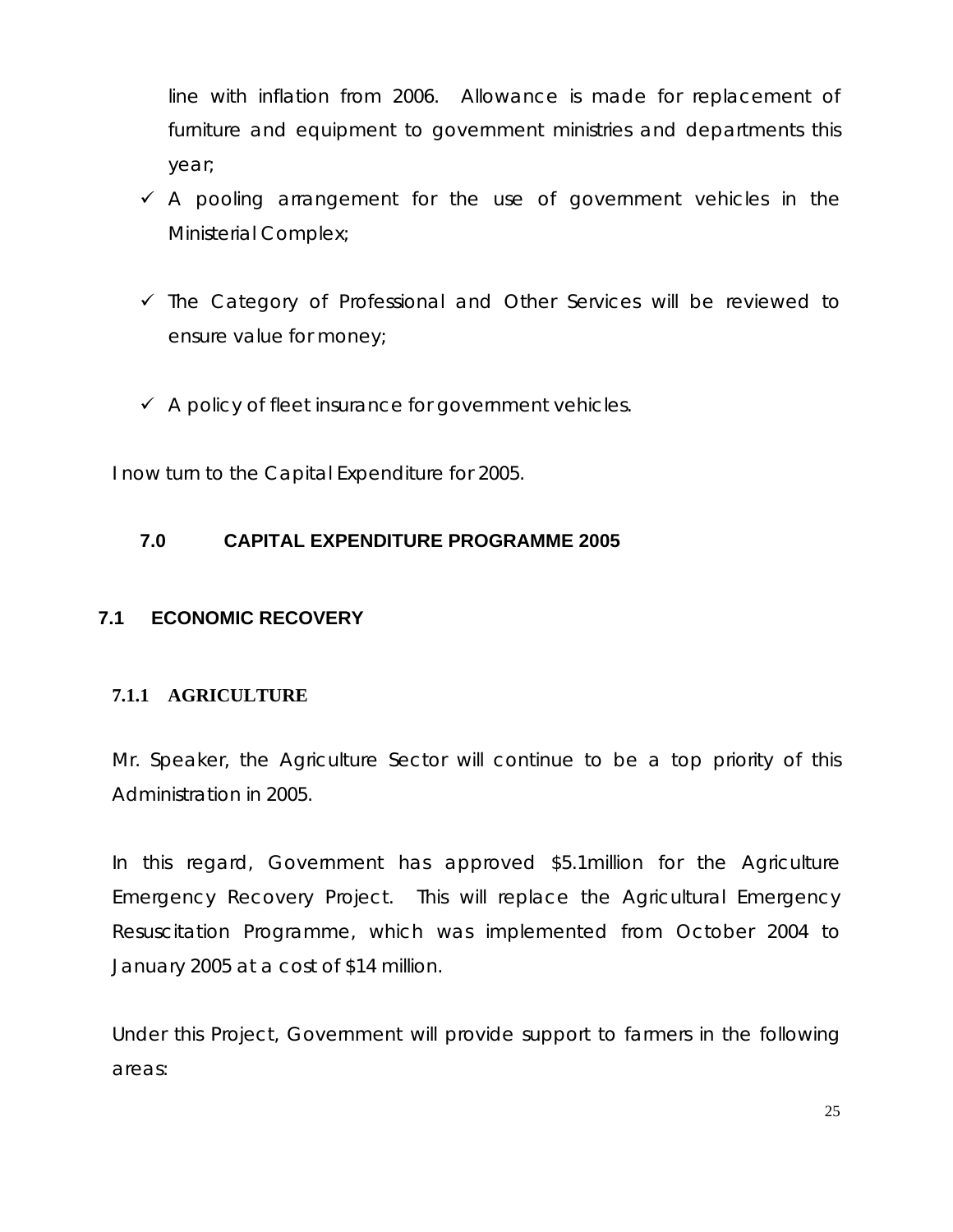line with inflation from 2006. Allowance is made for replacement of furniture and equipment to government ministries and departments this year;

- ✓ A pooling arrangement for the use of government vehicles in the Ministerial Complex;
- ✓ The Category of Professional and Other Services will be reviewed to ensure value for money;
- ✓ A policy of fleet insurance for government vehicles.

I now turn to the Capital Expenditure for 2005.

## 7.0 CAPITAL EXPENDITURE PROGRAMME 2005

### 7.1 ECONOMIC RECOVERY

#### 7.1.1 AGRICULTURE

Mr. Speaker, the Agriculture Sector will continue to be a top priority of this Administration in 2005.

In this regard, Government has approved $5.1million for the Agriculture Emergency Recovery Project. This will replace the Agricultural Emergency Resuscitation Programme, which was implemented from October 2004 to January 2005 at a cost of $14 million.

Under this Project, Government will provide support to farmers in the following areas: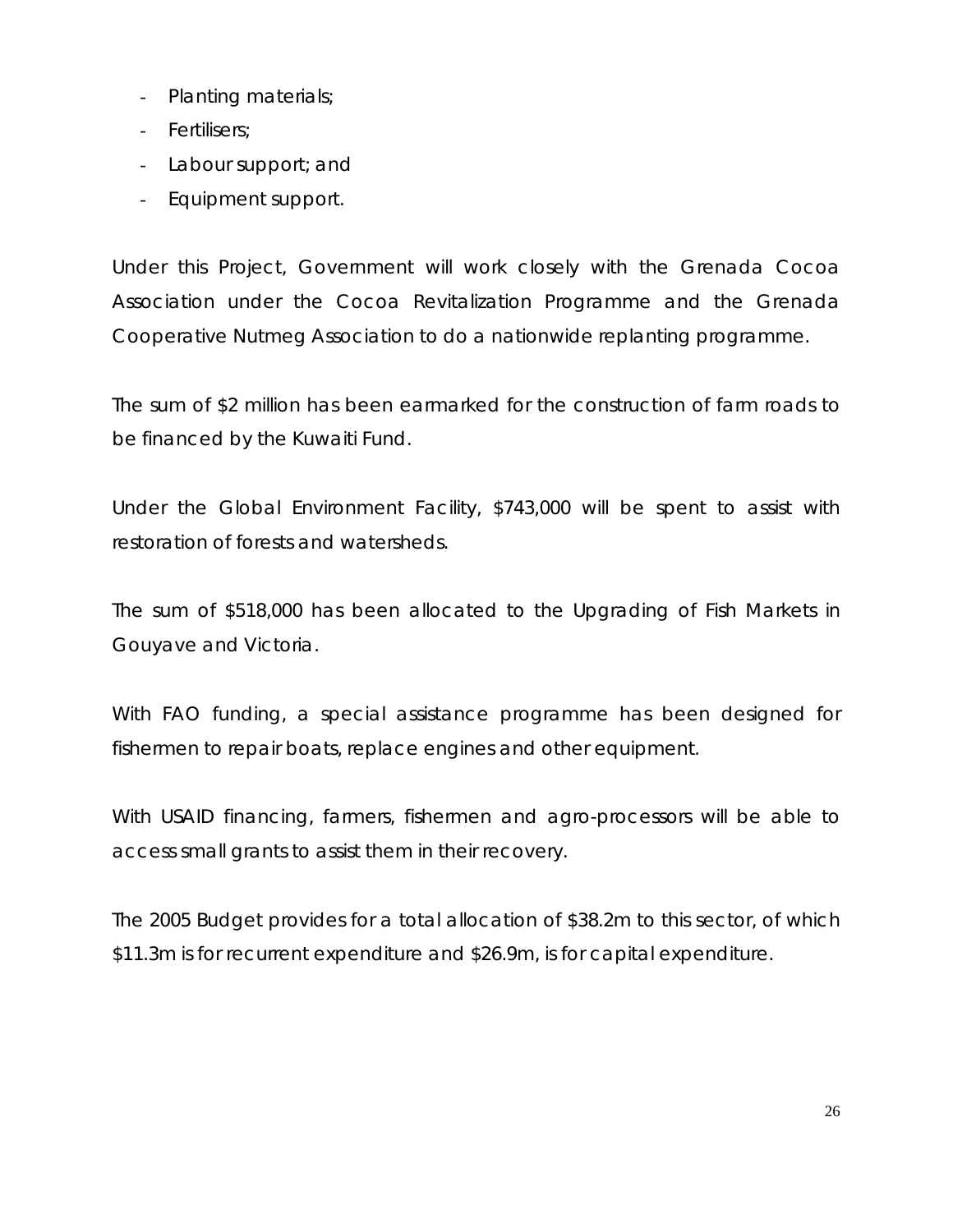- Planting materials;
- Fertilisers;
- Labour support; and
- Equipment support.

Under this Project, Government will work closely with the Grenada Cocoa Association under the Cocoa Revitalization Programme and the Grenada Cooperative Nutmeg Association to do a nationwide replanting programme.

The sum of $2 million has been earmarked for the construction of farm roads to be financed by the Kuwaiti Fund.

Under the Global Environment Facility, $743,000 will be spent to assist with restoration of forests and watersheds.

The sum of $518,000 has been allocated to the Upgrading of Fish Markets in Gouyave and Victoria.

With FAO funding, a special assistance programme has been designed for fishermen to repair boats, replace engines and other equipment.

With USAID financing, farmers, fishermen and agro-processors will be able to access small grants to assist them in their recovery.

The 2005 Budget provides for a total allocation of $38.2m to this sector, of which $11.3m is for recurrent expenditure and $26.9m, is for capital expenditure.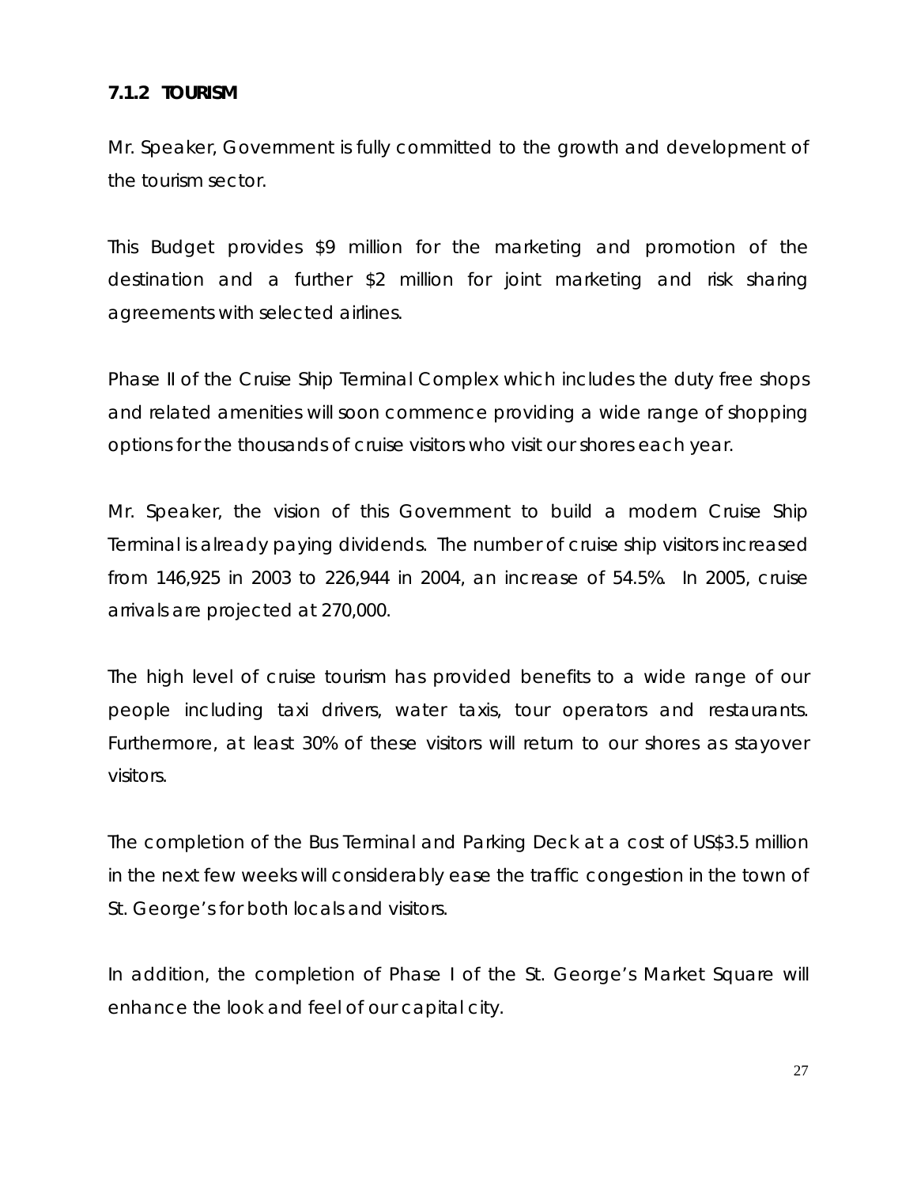### 7.1.2 TOURISM

Mr. Speaker, Government is fully committed to the growth and development of the tourism sector.

This Budget provides $9 million for the marketing and promotion of the destination and a further $2 million for joint marketing and risk sharing agreements with selected airlines.

Phase II of the Cruise Ship Terminal Complex which includes the duty free shops and related amenities will soon commence providing a wide range of shopping options for the thousands of cruise visitors who visit our shores each year.

Mr. Speaker, the vision of this Government to build a modern Cruise Ship Terminal is already paying dividends. The number of cruise ship visitors increased from 146,925 in 2003 to 226,944 in 2004, an increase of 54.5%. In 2005, cruise arrivals are projected at 270,000.

The high level of cruise tourism has provided benefits to a wide range of our people including taxi drivers, water taxis, tour operators and restaurants. Furthermore, at least 30% of these visitors will return to our shores as stayover visitors.

The completion of the Bus Terminal and Parking Deck at a cost of US$3.5 million in the next few weeks will considerably ease the traffic congestion in the town of St. George's for both locals and visitors.

In addition, the completion of Phase I of the St. George's Market Square will enhance the look and feel of our capital city.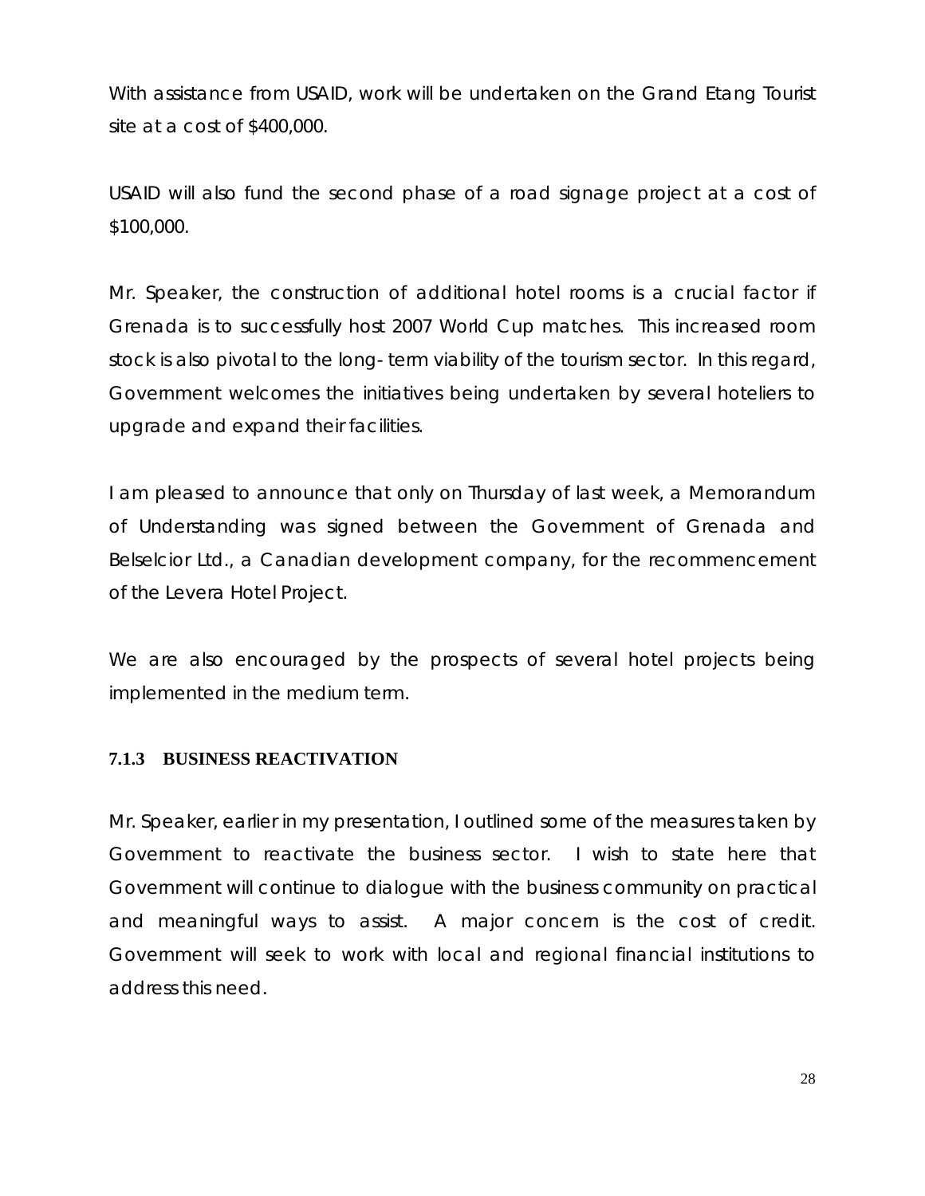With assistance from USAID, work will be undertaken on the Grand Etang Tourist site at a cost of $400,000.

USAID will also fund the second phase of a road signage project at a cost of $100,000.

Mr. Speaker, the construction of additional hotel rooms is a crucial factor if Grenada is to successfully host 2007 World Cup matches. This increased room stock is also pivotal to the long- term viability of the tourism sector. In this regard, Government welcomes the initiatives being undertaken by several hoteliers to upgrade and expand their facilities.

I am pleased to announce that only on Thursday of last week, a Memorandum of Understanding was signed between the Government of Grenada and Belselcior Ltd., a Canadian development company, for the recommencement of the Levera Hotel Project.

We are also encouraged by the prospects of several hotel projects being implemented in the medium term.

### 7.1.3 BUSINESS REACTIVATION

Mr. Speaker, earlier in my presentation, I outlined some of the measures taken by Government to reactivate the business sector. I wish to state here that Government will continue to dialogue with the business community on practical and meaningful ways to assist. A major concern is the cost of credit. Government will seek to work with local and regional financial institutions to address this need.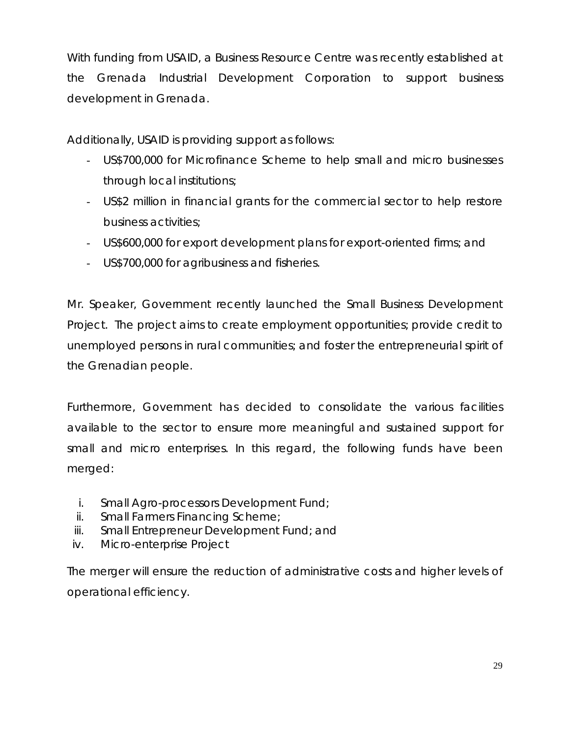With funding from USAID, a Business Resource Centre was recently established at the Grenada Industrial Development Corporation to support business development in Grenada.

Additionally, USAID is providing support as follows:

- US$700,000 for Microfinance Scheme to help small and micro businesses through local institutions;
- US$2 million in financial grants for the commercial sector to help restore business activities;
- US$600,000 for export development plans for export-oriented firms; and
- US$700,000 for agribusiness and fisheries.

Mr. Speaker, Government recently launched the Small Business Development Project. The project aims to create employment opportunities; provide credit to unemployed persons in rural communities; and foster the entrepreneurial spirit of the Grenadian people.

Furthermore, Government has decided to consolidate the various facilities available to the sector to ensure more meaningful and sustained support for small and micro enterprises. In this regard, the following funds have been merged:

i. Small Agro-processors Development Fund;
ii. Small Farmers Financing Scheme;
iii. Small Entrepreneur Development Fund; and
iv. Micro-enterprise Project

The merger will ensure the reduction of administrative costs and higher levels of operational efficiency.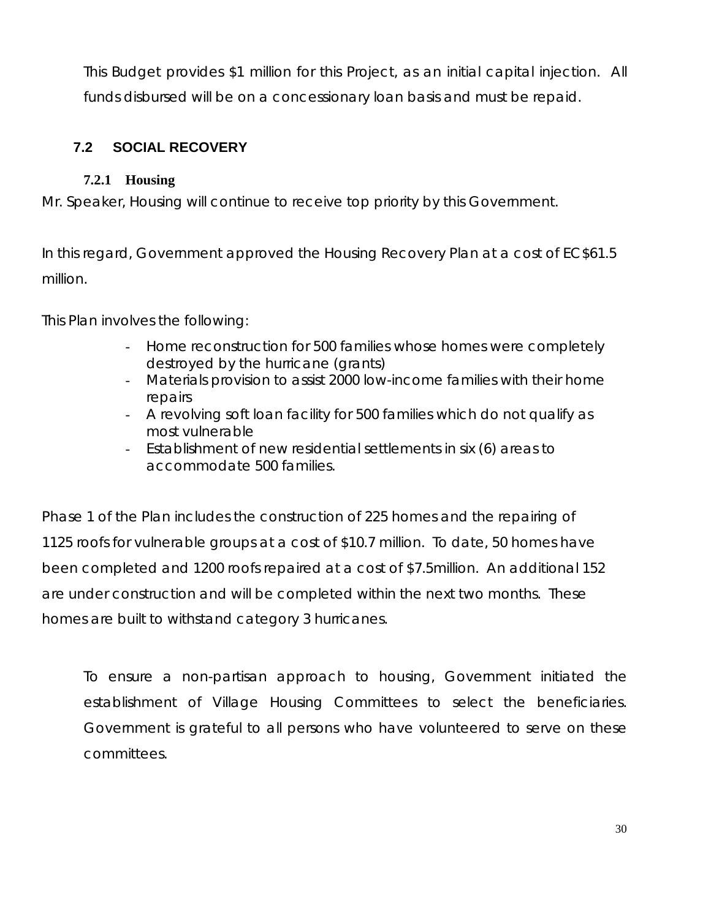This Budget provides $1 million for this Project, as an initial capital injection. All funds disbursed will be on a concessionary loan basis and must be repaid.

## 7.2 SOCIAL RECOVERY

### 7.2.1 Housing

Mr. Speaker, Housing will continue to receive top priority by this Government.

In this regard, Government approved the Housing Recovery Plan at a cost of EC$61.5 million.

This Plan involves the following:

- Home reconstruction for 500 families whose homes were completely destroyed by the hurricane (grants)
- Materials provision to assist 2000 low-income families with their home repairs
- A revolving soft loan facility for 500 families which do not qualify as most vulnerable
- Establishment of new residential settlements in six (6) areas to accommodate 500 families.

Phase 1 of the Plan includes the construction of 225 homes and the repairing of 1125 roofs for vulnerable groups at a cost of $10.7 million. To date, 50 homes have been completed and 1200 roofs repaired at a cost of $7.5million. An additional 152 are under construction and will be completed within the next two months. These homes are built to withstand category 3 hurricanes.

To ensure a non-partisan approach to housing, Government initiated the establishment of Village Housing Committees to select the beneficiaries. Government is grateful to all persons who have volunteered to serve on these committees.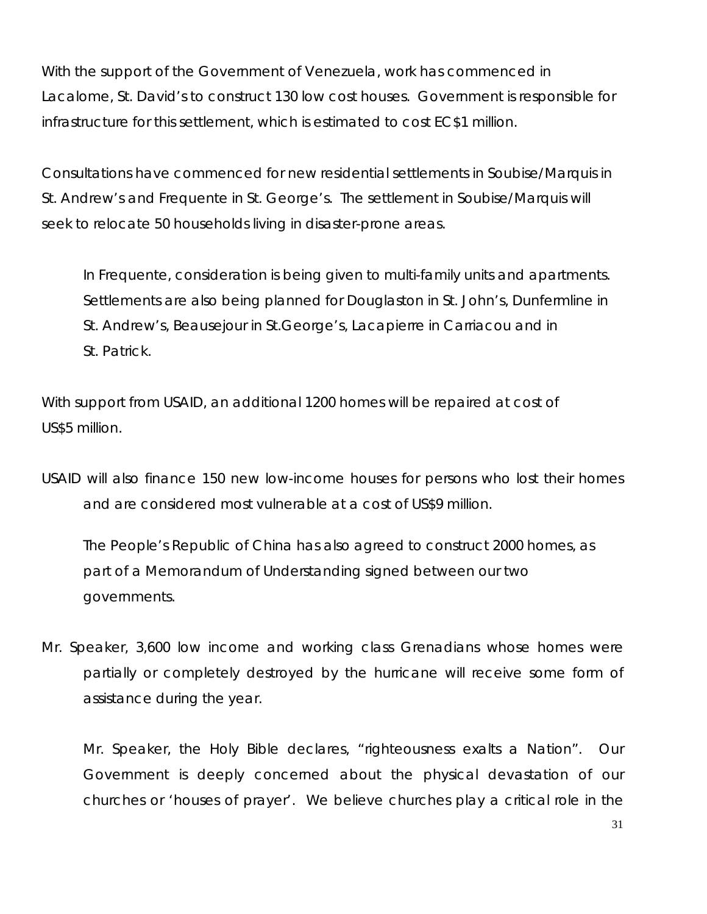With the support of the Government of Venezuela, work has commenced in Lacalome, St. David's to construct 130 low cost houses. Government is responsible for infrastructure for this settlement, which is estimated to cost EC$1 million.

Consultations have commenced for new residential settlements in Soubise/Marquis in St. Andrew's and Frequente in St. George's. The settlement in Soubise/Marquis will seek to relocate 50 households living in disaster-prone areas.

In Frequente, consideration is being given to multi-family units and apartments. Settlements are also being planned for Douglaston in St. John's, Dunfermline in St. Andrew's, Beausejour in St.George's, Lacapierre in Carriacou and in St. Patrick.

With support from USAID, an additional 1200 homes will be repaired at cost of US$5 million.

USAID will also finance 150 new low-income houses for persons who lost their homes and are considered most vulnerable at a cost of US$9 million.

The People's Republic of China has also agreed to construct 2000 homes, as part of a Memorandum of Understanding signed between our two governments.

Mr. Speaker, 3,600 low income and working class Grenadians whose homes were partially or completely destroyed by the hurricane will receive some form of assistance during the year.

Mr. Speaker, the Holy Bible declares, "righteousness exalts a Nation". Our Government is deeply concerned about the physical devastation of our churches or 'houses of prayer'. We believe churches play a critical role in the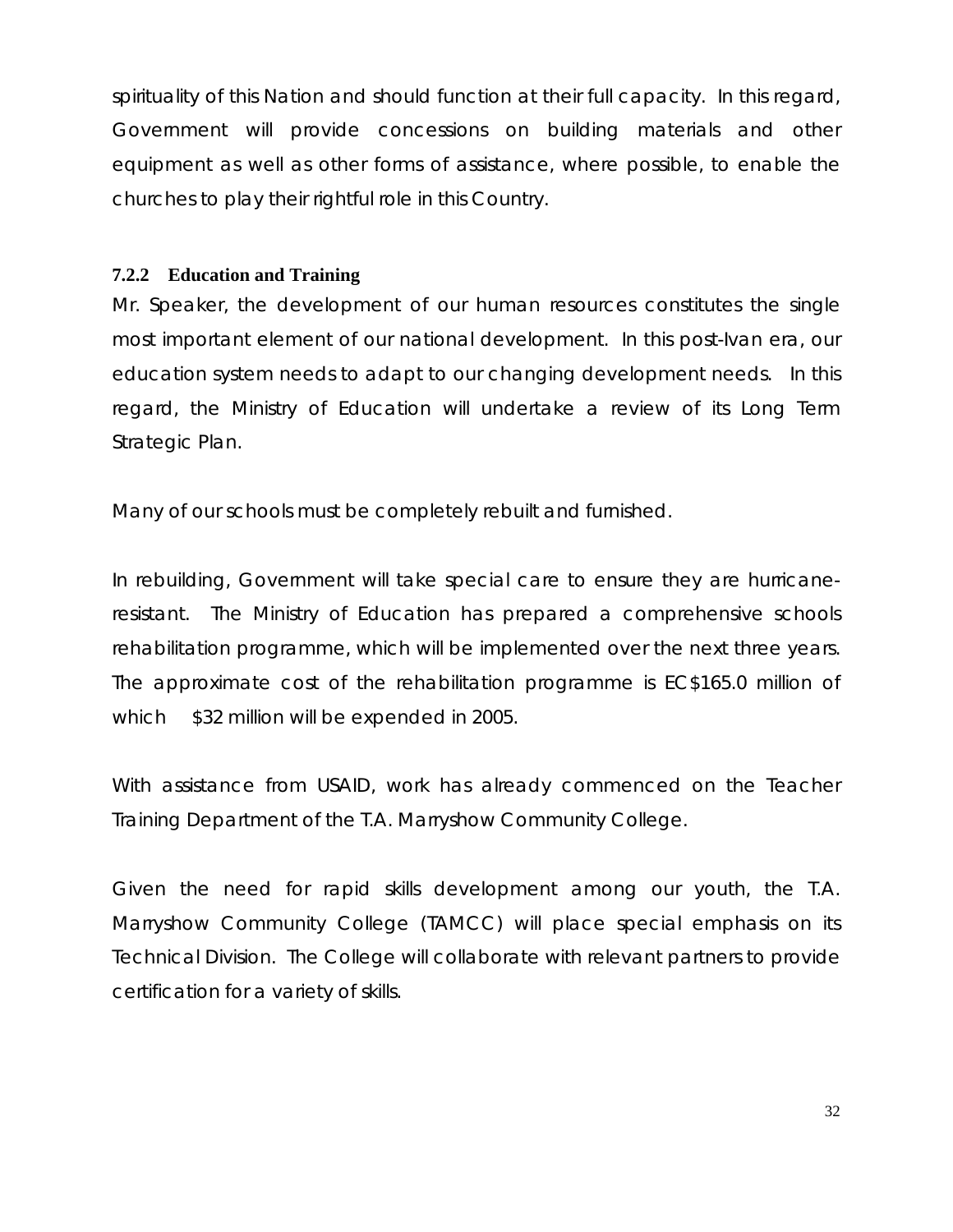spirituality of this Nation and should function at their full capacity. In this regard, Government will provide concessions on building materials and other equipment as well as other forms of assistance, where possible, to enable the churches to play their rightful role in this Country.

### 7.2.2 Education and Training

Mr. Speaker, the development of our human resources constitutes the single most important element of our national development. In this post-Ivan era, our education system needs to adapt to our changing development needs. In this regard, the Ministry of Education will undertake a review of its Long Term Strategic Plan.

Many of our schools must be completely rebuilt and furnished.

In rebuilding, Government will take special care to ensure they are hurricane-resistant. The Ministry of Education has prepared a comprehensive schools rehabilitation programme, which will be implemented over the next three years. The approximate cost of the rehabilitation programme is EC$165.0 million of which $32 million will be expended in 2005.

With assistance from USAID, work has already commenced on the Teacher Training Department of the T.A. Marryshow Community College.

Given the need for rapid skills development among our youth, the T.A. Marryshow Community College (TAMCC) will place special emphasis on its Technical Division. The College will collaborate with relevant partners to provide certification for a variety of skills.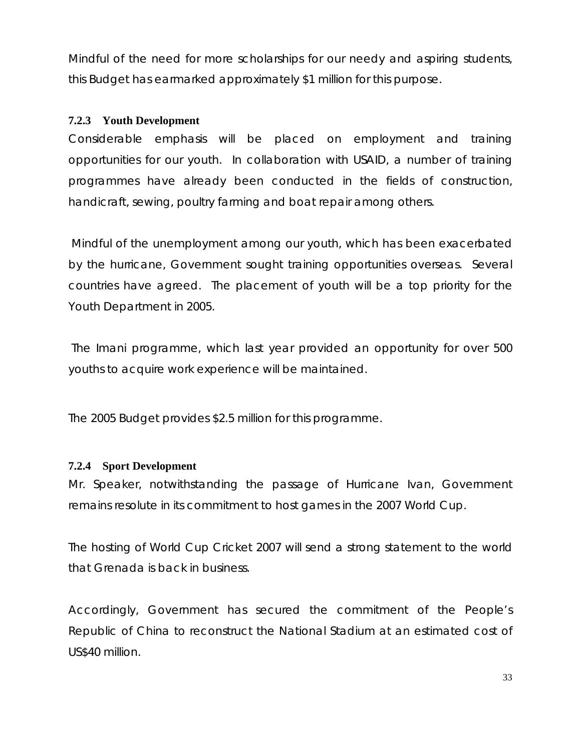Mindful of the need for more scholarships for our needy and aspiring students, this Budget has earmarked approximately $1 million for this purpose.

#### 7.2.3 Youth Development

Considerable emphasis will be placed on employment and training opportunities for our youth. In collaboration with USAID, a number of training programmes have already been conducted in the fields of construction, handicraft, sewing, poultry farming and boat repair among others.

Mindful of the unemployment among our youth, which has been exacerbated by the hurricane, Government sought training opportunities overseas. Several countries have agreed. The placement of youth will be a top priority for the Youth Department in 2005.

The Imani programme, which last year provided an opportunity for over 500 youths to acquire work experience will be maintained.

The 2005 Budget provides $2.5 million for this programme.

#### 7.2.4 Sport Development

Mr. Speaker, notwithstanding the passage of Hurricane Ivan, Government remains resolute in its commitment to host games in the 2007 World Cup.

The hosting of World Cup Cricket 2007 will send a strong statement to the world that Grenada is back in business.

Accordingly, Government has secured the commitment of the People's Republic of China to reconstruct the National Stadium at an estimated cost of US$40 million.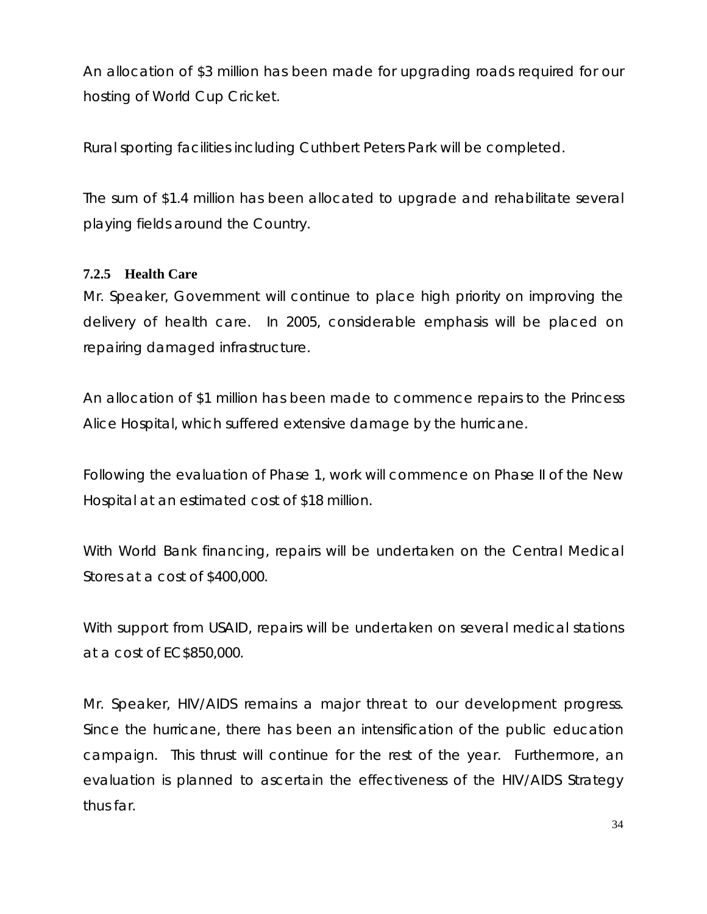An allocation of $3 million has been made for upgrading roads required for our hosting of World Cup Cricket.

Rural sporting facilities including Cuthbert Peters Park will be completed.

The sum of $1.4 million has been allocated to upgrade and rehabilitate several playing fields around the Country.

#### 7.2.5 Health Care

Mr. Speaker, Government will continue to place high priority on improving the delivery of health care. In 2005, considerable emphasis will be placed on repairing damaged infrastructure.

An allocation of $1 million has been made to commence repairs to the Princess Alice Hospital, which suffered extensive damage by the hurricane.

Following the evaluation of Phase 1, work will commence on Phase II of the New Hospital at an estimated cost of $18 million.

With World Bank financing, repairs will be undertaken on the Central Medical Stores at a cost of $400,000.

With support from USAID, repairs will be undertaken on several medical stations at a cost of EC$850,000.

Mr. Speaker, HIV/AIDS remains a major threat to our development progress. Since the hurricane, there has been an intensification of the public education campaign. This thrust will continue for the rest of the year. Furthermore, an evaluation is planned to ascertain the effectiveness of the HIV/AIDS Strategy thus far.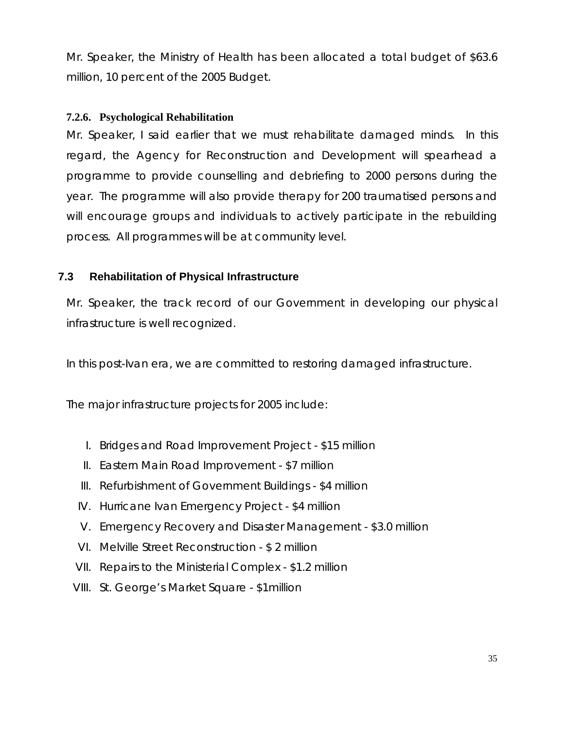Mr. Speaker, the Ministry of Health has been allocated a total budget of $63.6 million, 10 percent of the 2005 Budget.

#### 7.2.6. Psychological Rehabilitation

Mr. Speaker, I said earlier that we must rehabilitate damaged minds. In this regard, the Agency for Reconstruction and Development will spearhead a programme to provide counselling and debriefing to 2000 persons during the year. The programme will also provide therapy for 200 traumatised persons and will encourage groups and individuals to actively participate in the rebuilding process. All programmes will be at community level.

### 7.3 Rehabilitation of Physical Infrastructure

Mr. Speaker, the track record of our Government in developing our physical infrastructure is well recognized.

In this post-Ivan era, we are committed to restoring damaged infrastructure.

The major infrastructure projects for 2005 include:

I. Bridges and Road Improvement Project - $15 million
II. Eastern Main Road Improvement - $7 million
III. Refurbishment of Government Buildings - $4 million
IV. Hurricane Ivan Emergency Project - $4 million
V. Emergency Recovery and Disaster Management - $3.0 million
VI. Melville Street Reconstruction - $ 2 million
VII. Repairs to the Ministerial Complex - $1.2 million
VIII. St. George's Market Square - $1million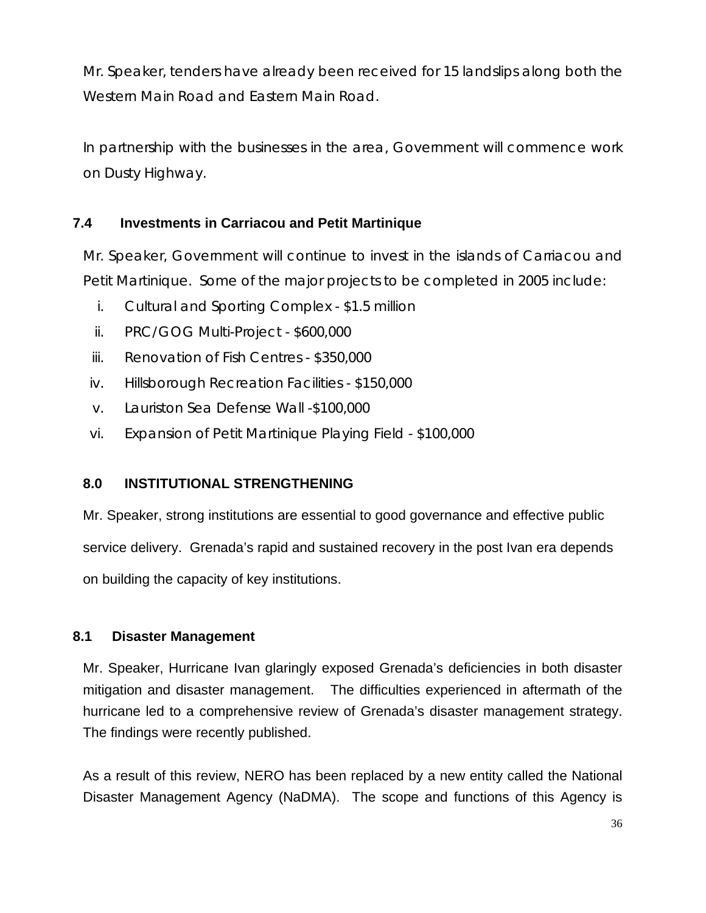Mr. Speaker, tenders have already been received for 15 landslips along both the Western Main Road and Eastern Main Road.

In partnership with the businesses in the area, Government will commence work on Dusty Highway.

### 7.4 Investments in Carriacou and Petit Martinique

Mr. Speaker, Government will continue to invest in the islands of Carriacou and Petit Martinique. Some of the major projects to be completed in 2005 include:

i. Cultural and Sporting Complex - $1.5 million
ii. PRC/GOG Multi-Project - $600,000
iii. Renovation of Fish Centres - $350,000
iv. Hillsborough Recreation Facilities - $150,000
v. Lauriston Sea Defense Wall -$100,000
vi. Expansion of Petit Martinique Playing Field - $100,000

## 8.0 INSTITUTIONAL STRENGTHENING

Mr. Speaker, strong institutions are essential to good governance and effective public service delivery. Grenada's rapid and sustained recovery in the post Ivan era depends on building the capacity of key institutions.

### 8.1 Disaster Management

Mr. Speaker, Hurricane Ivan glaringly exposed Grenada's deficiencies in both disaster mitigation and disaster management. The difficulties experienced in aftermath of the hurricane led to a comprehensive review of Grenada's disaster management strategy. The findings were recently published.

As a result of this review, NERO has been replaced by a new entity called the National Disaster Management Agency (NaDMA). The scope and functions of this Agency is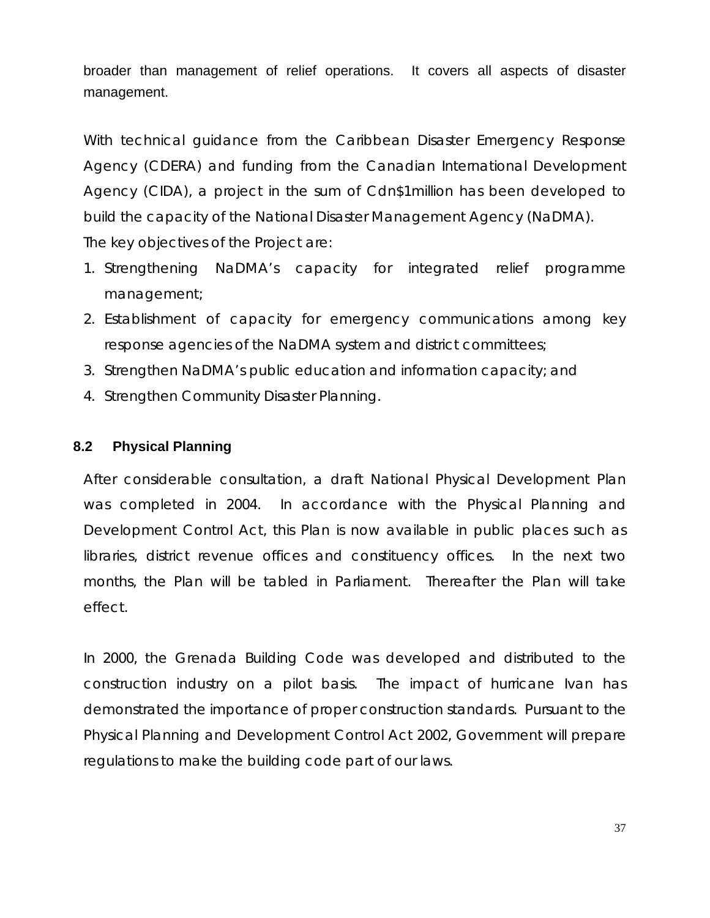broader than management of relief operations. It covers all aspects of disaster management.

With technical guidance from the Caribbean Disaster Emergency Response Agency (CDERA) and funding from the Canadian International Development Agency (CIDA), a project in the sum of Cdn$1million has been developed to build the capacity of the National Disaster Management Agency (NaDMA).

The key objectives of the Project are:

1. Strengthening NaDMA's capacity for integrated relief programme management;
2. Establishment of capacity for emergency communications among key response agencies of the NaDMA system and district committees;
3. Strengthen NaDMA's public education and information capacity; and
4. Strengthen Community Disaster Planning.

## 8.2 Physical Planning

After considerable consultation, a draft National Physical Development Plan was completed in 2004. In accordance with the Physical Planning and Development Control Act, this Plan is now available in public places such as libraries, district revenue offices and constituency offices. In the next two months, the Plan will be tabled in Parliament. Thereafter the Plan will take effect.

In 2000, the Grenada Building Code was developed and distributed to the construction industry on a pilot basis. The impact of hurricane Ivan has demonstrated the importance of proper construction standards. Pursuant to the Physical Planning and Development Control Act 2002, Government will prepare regulations to make the building code part of our laws.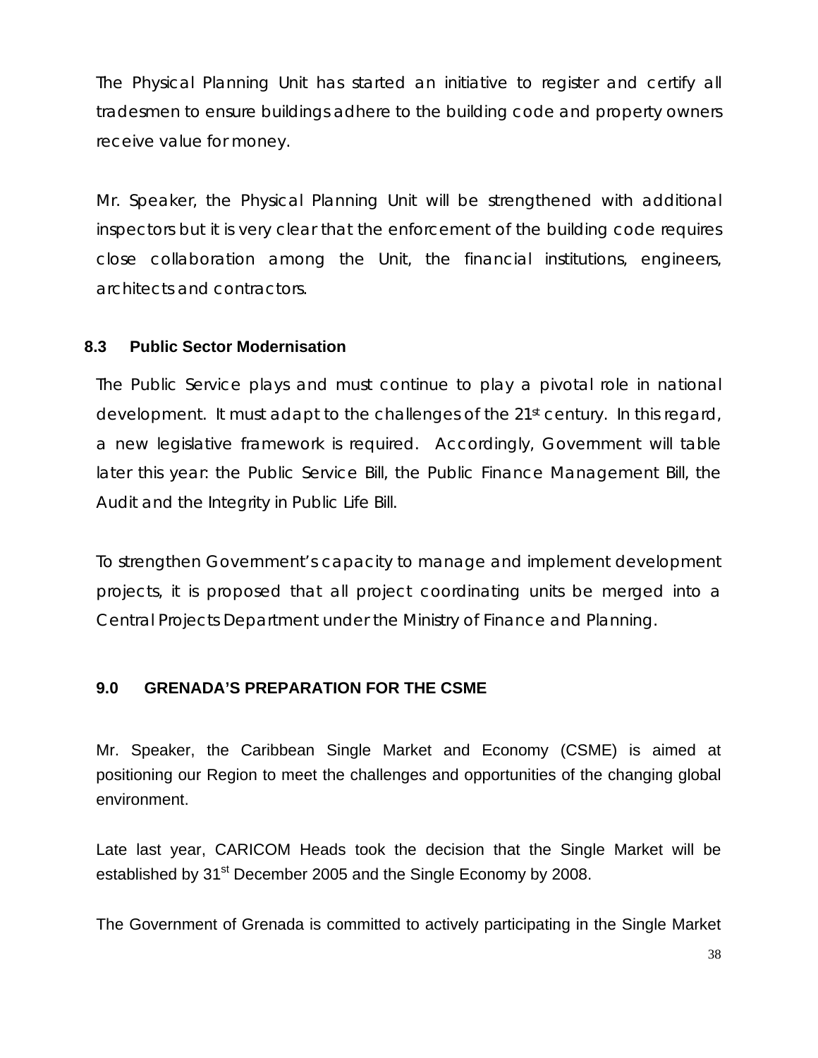The Physical Planning Unit has started an initiative to register and certify all tradesmen to ensure buildings adhere to the building code and property owners receive value for money.

Mr. Speaker, the Physical Planning Unit will be strengthened with additional inspectors but it is very clear that the enforcement of the building code requires close collaboration among the Unit, the financial institutions, engineers, architects and contractors.

### 8.3 Public Sector Modernisation

The Public Service plays and must continue to play a pivotal role in national development. It must adapt to the challenges of the 21st century. In this regard, a new legislative framework is required. Accordingly, Government will table later this year: the Public Service Bill, the Public Finance Management Bill, the Audit and the Integrity in Public Life Bill.

To strengthen Government's capacity to manage and implement development projects, it is proposed that all project coordinating units be merged into a Central Projects Department under the Ministry of Finance and Planning.

## 9.0 GRENADA'S PREPARATION FOR THE CSME

Mr. Speaker, the Caribbean Single Market and Economy (CSME) is aimed at positioning our Region to meet the challenges and opportunities of the changing global environment.

Late last year, CARICOM Heads took the decision that the Single Market will be established by 31st December 2005 and the Single Economy by 2008.

The Government of Grenada is committed to actively participating in the Single Market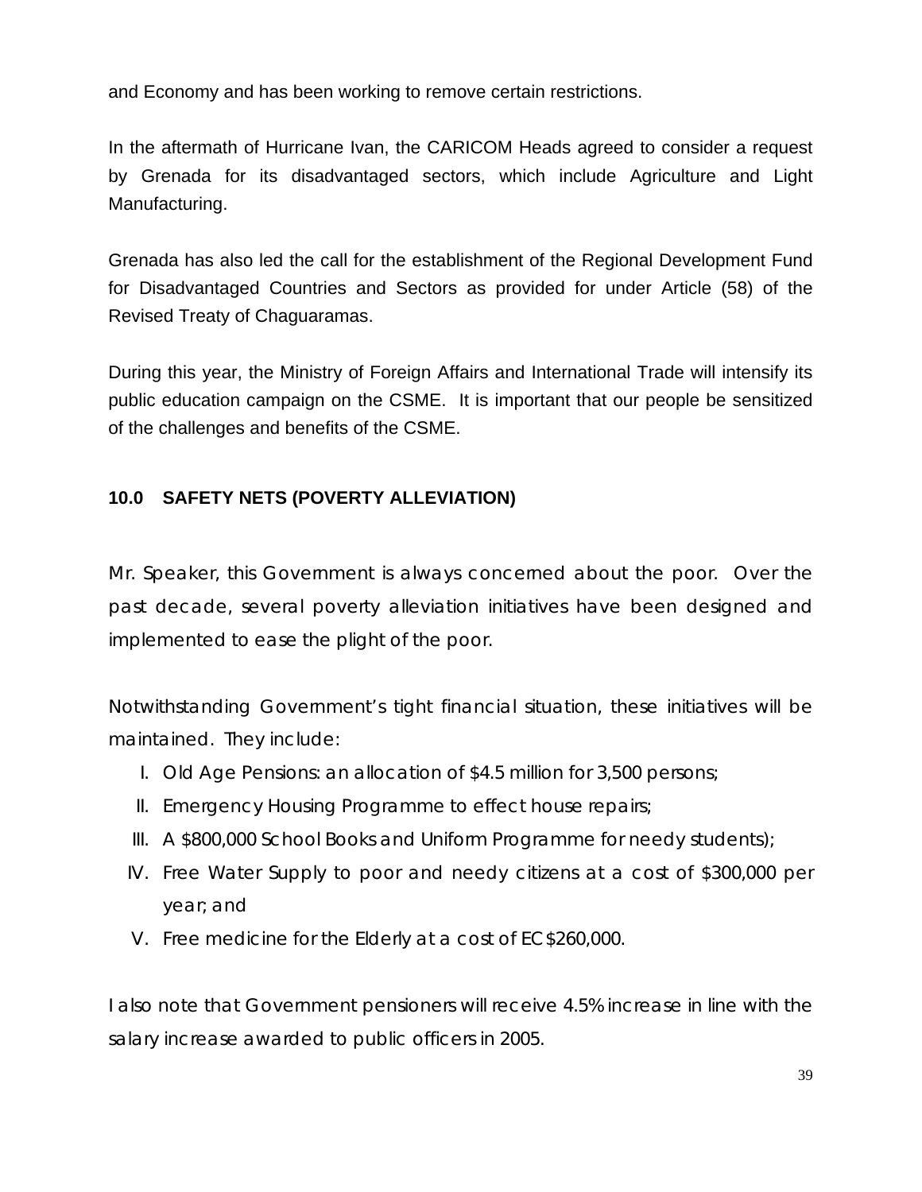and Economy and has been working to remove certain restrictions.

In the aftermath of Hurricane Ivan, the CARICOM Heads agreed to consider a request by Grenada for its disadvantaged sectors, which include Agriculture and Light Manufacturing.

Grenada has also led the call for the establishment of the Regional Development Fund for Disadvantaged Countries and Sectors as provided for under Article (58) of the Revised Treaty of Chaguaramas.

During this year, the Ministry of Foreign Affairs and International Trade will intensify its public education campaign on the CSME. It is important that our people be sensitized of the challenges and benefits of the CSME.

## 10.0 SAFETY NETS (POVERTY ALLEVIATION)

Mr. Speaker, this Government is always concerned about the poor. Over the past decade, several poverty alleviation initiatives have been designed and implemented to ease the plight of the poor.

Notwithstanding Government's tight financial situation, these initiatives will be maintained. They include:

I. Old Age Pensions: an allocation of $4.5 million for 3,500 persons;
II. Emergency Housing Programme to effect house repairs;
III. A $800,000 School Books and Uniform Programme for needy students);
IV. Free Water Supply to poor and needy citizens at a cost of $300,000 per year; and
V. Free medicine for the Elderly at a cost of EC$260,000.

I also note that Government pensioners will receive 4.5% increase in line with the salary increase awarded to public officers in 2005.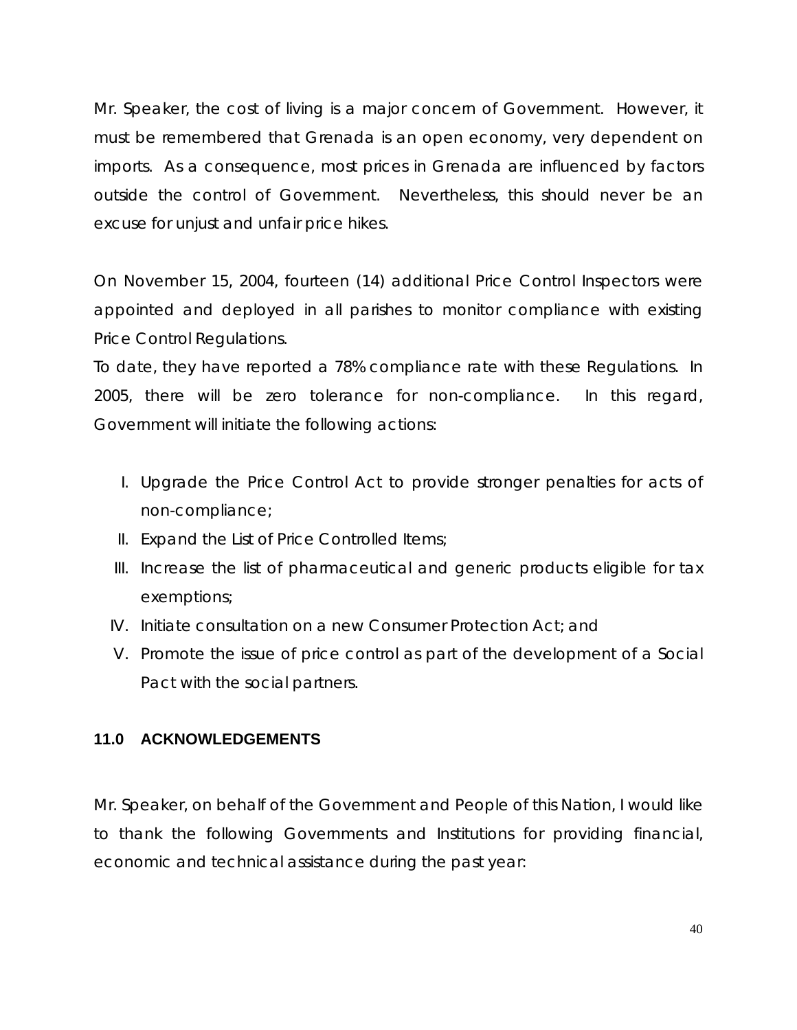Mr. Speaker, the cost of living is a major concern of Government. However, it must be remembered that Grenada is an open economy, very dependent on imports. As a consequence, most prices in Grenada are influenced by factors outside the control of Government. Nevertheless, this should never be an excuse for unjust and unfair price hikes.

On November 15, 2004, fourteen (14) additional Price Control Inspectors were appointed and deployed in all parishes to monitor compliance with existing Price Control Regulations.
To date, they have reported a 78% compliance rate with these Regulations. In 2005, there will be zero tolerance for non-compliance. In this regard, Government will initiate the following actions:

I. Upgrade the Price Control Act to provide stronger penalties for acts of non-compliance;
II. Expand the List of Price Controlled Items;
III. Increase the list of pharmaceutical and generic products eligible for tax exemptions;
IV. Initiate consultation on a new Consumer Protection Act; and
V. Promote the issue of price control as part of the development of a Social Pact with the social partners.

## 11.0 ACKNOWLEDGEMENTS

Mr. Speaker, on behalf of the Government and People of this Nation, I would like to thank the following Governments and Institutions for providing financial, economic and technical assistance during the past year: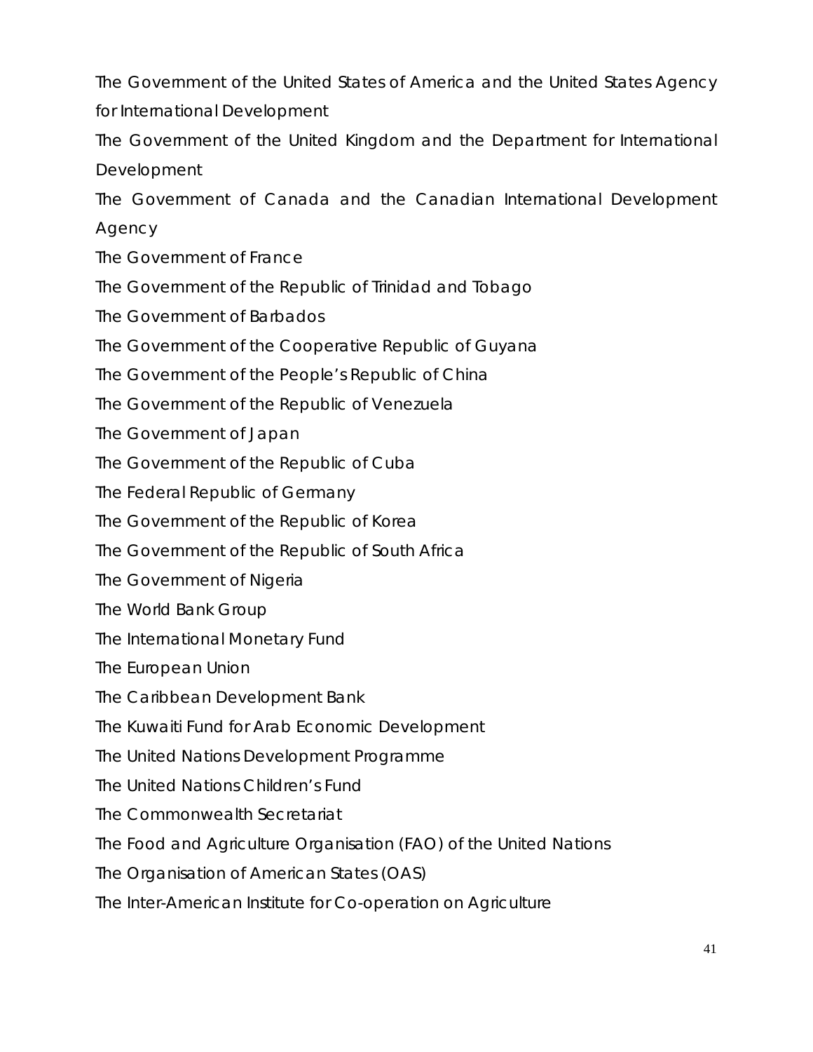The Government of the United States of America and the United States Agency for International Development

The Government of the United Kingdom and the Department for International Development

The Government of Canada and the Canadian International Development Agency

The Government of France

The Government of the Republic of Trinidad and Tobago

The Government of Barbados

The Government of the Cooperative Republic of Guyana

The Government of the People's Republic of China

The Government of the Republic of Venezuela

The Government of Japan

The Government of the Republic of Cuba

The Federal Republic of Germany

The Government of the Republic of Korea

The Government of the Republic of South Africa

The Government of Nigeria

The World Bank Group

The International Monetary Fund

The European Union

The Caribbean Development Bank

The Kuwaiti Fund for Arab Economic Development

The United Nations Development Programme

The United Nations Children's Fund

The Commonwealth Secretariat

The Food and Agriculture Organisation (FAO) of the United Nations

The Organisation of American States (OAS)

The Inter-American Institute for Co-operation on Agriculture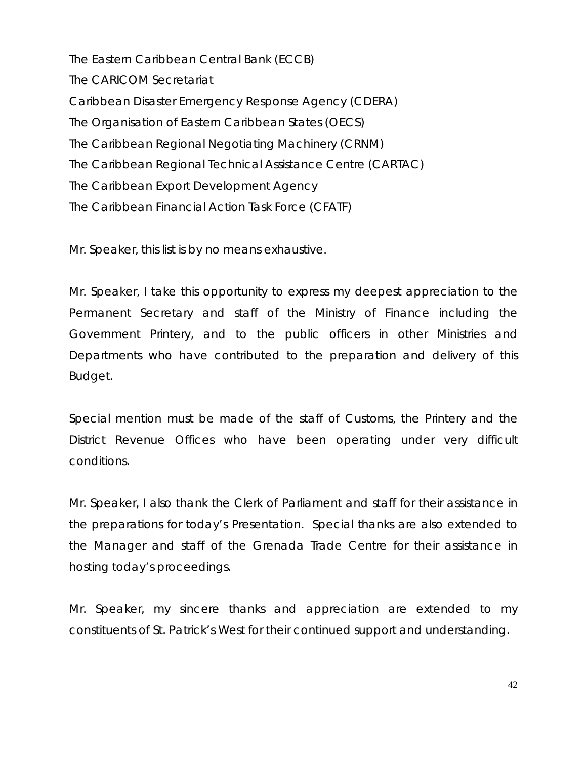The Eastern Caribbean Central Bank (ECCB)

The CARICOM Secretariat

Caribbean Disaster Emergency Response Agency (CDERA)

The Organisation of Eastern Caribbean States (OECS)

The Caribbean Regional Negotiating Machinery (CRNM)

The Caribbean Regional Technical Assistance Centre (CARTAC)

The Caribbean Export Development Agency

The Caribbean Financial Action Task Force (CFATF)

Mr. Speaker, this list is by no means exhaustive.

Mr. Speaker, I take this opportunity to express my deepest appreciation to the Permanent Secretary and staff of the Ministry of Finance including the Government Printery, and to the public officers in other Ministries and Departments who have contributed to the preparation and delivery of this Budget.

Special mention must be made of the staff of Customs, the Printery and the District Revenue Offices who have been operating under very difficult conditions.

Mr. Speaker, I also thank the Clerk of Parliament and staff for their assistance in the preparations for today's Presentation. Special thanks are also extended to the Manager and staff of the Grenada Trade Centre for their assistance in hosting today's proceedings.

Mr. Speaker, my sincere thanks and appreciation are extended to my constituents of St. Patrick's West for their continued support and understanding.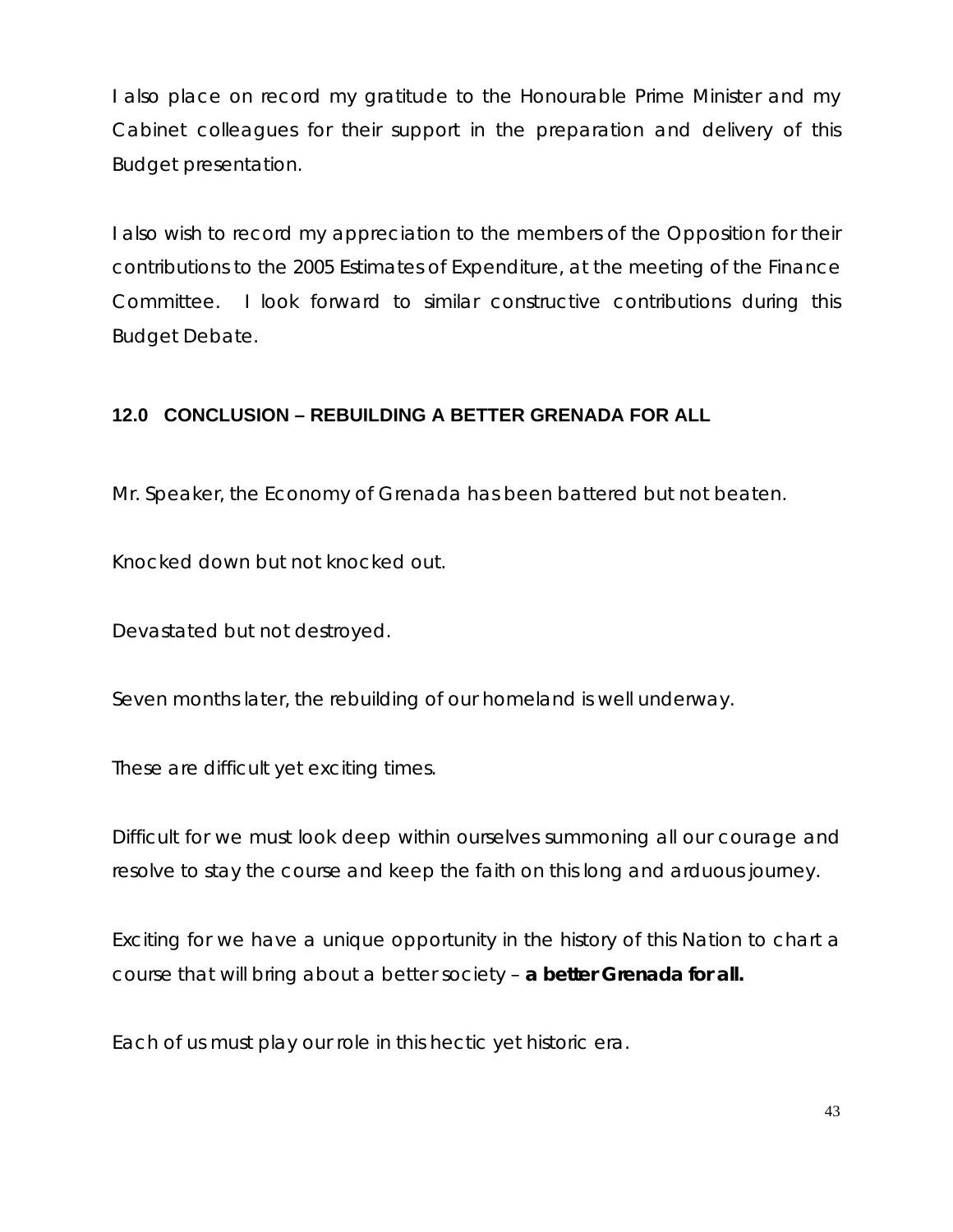I also place on record my gratitude to the Honourable Prime Minister and my Cabinet colleagues for their support in the preparation and delivery of this Budget presentation.

I also wish to record my appreciation to the members of the Opposition for their contributions to the 2005 Estimates of Expenditure, at the meeting of the Finance Committee. I look forward to similar constructive contributions during this Budget Debate.

## 12.0 CONCLUSION – REBUILDING A BETTER GRENADA FOR ALL

Mr. Speaker, the Economy of Grenada has been battered but not beaten.

Knocked down but not knocked out.

Devastated but not destroyed.

Seven months later, the rebuilding of our homeland is well underway.

These are difficult yet exciting times.

Difficult for we must look deep within ourselves summoning all our courage and resolve to stay the course and keep the faith on this long and arduous journey.

Exciting for we have a unique opportunity in the history of this Nation to chart a course that will bring about a better society – **a better Grenada for all.**

Each of us must play our role in this hectic yet historic era.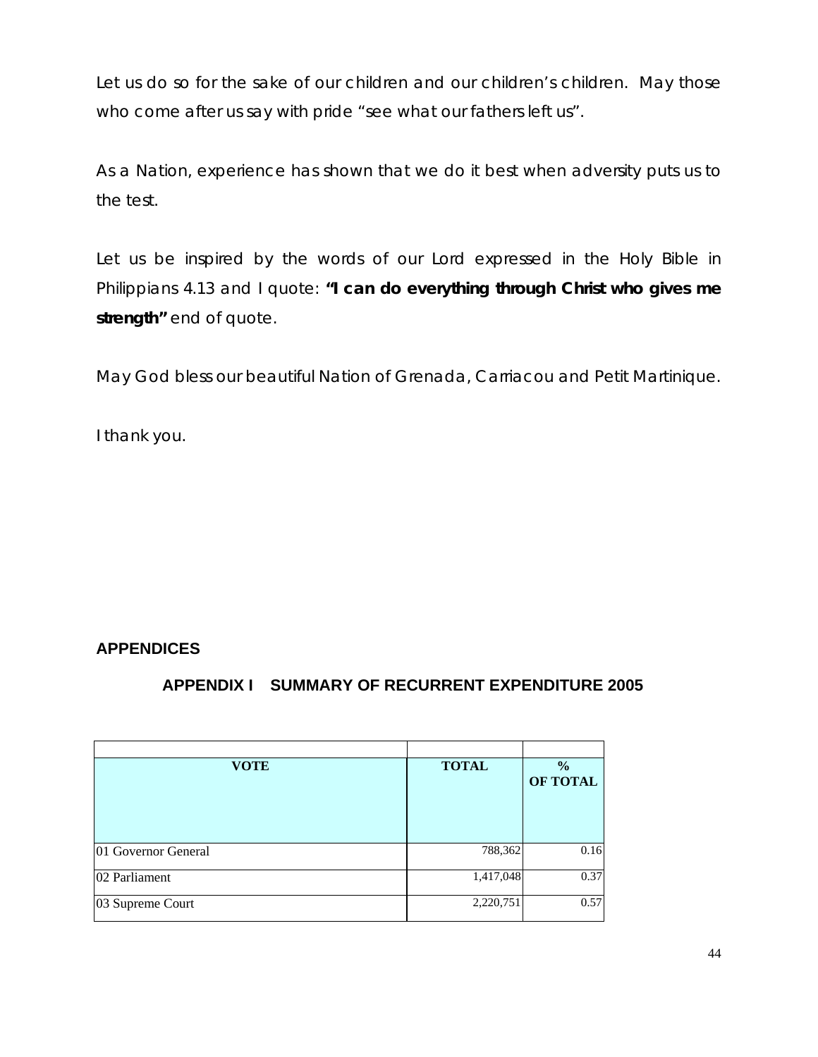Let us do so for the sake of our children and our children's children. May those who come after us say with pride "see what our fathers left us".

As a Nation, experience has shown that we do it best when adversity puts us to the test.

Let us be inspired by the words of our Lord expressed in the Holy Bible in Philippians 4.13 and I quote: **"I can do everything through Christ who gives me strength"** end of quote.

May God bless our beautiful Nation of Grenada, Carriacou and Petit Martinique.

I thank you.

## APPENDICES

### APPENDIX I SUMMARY OF RECURRENT EXPENDITURE 2005

| VOTE | TOTAL | % OF TOTAL |
|---|---|---|
| 01 Governor General | 788,362 | 0.16 |
| 02 Parliament | 1,417,048 | 0.37 |
| 03 Supreme Court | 2,220,751 | 0.57 |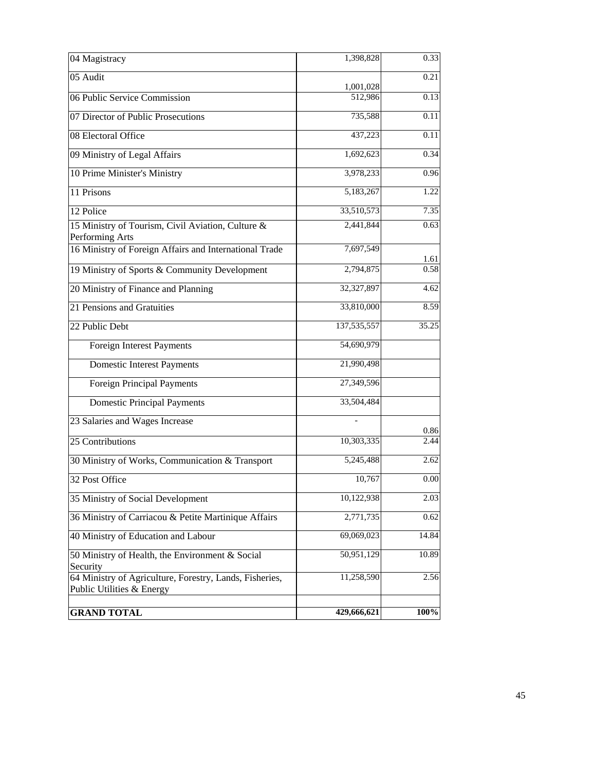| | | |
|---|---|---|
| 04 Magistracy | 1,398,828 | 0.33 |
| 05 Audit | 1,001,028 | 0.21 |
| 06 Public Service Commission | 512,986 | 0.13 |
| 07 Director of Public Prosecutions | 735,588 | 0.11 |
| 08 Electoral Office | 437,223 | 0.11 |
| 09 Ministry of Legal Affairs | 1,692,623 | 0.34 |
| 10 Prime Minister's Ministry | 3,978,233 | 0.96 |
| 11 Prisons | 5,183,267 | 1.22 |
| 12 Police | 33,510,573 | 7.35 |
| 15 Ministry of Tourism, Civil Aviation, Culture & Performing Arts | 2,441,844 | 0.63 |
| 16 Ministry of Foreign Affairs and International Trade | 7,697,549 | 1.61 |
| 19 Ministry of Sports & Community Development | 2,794,875 | 0.58 |
| 20 Ministry of Finance and Planning | 32,327,897 | 4.62 |
| 21 Pensions and Gratuities | 33,810,000 | 8.59 |
| 22 Public Debt | 137,535,557 | 35.25 |
| Foreign Interest Payments | 54,690,979 | |
| Domestic Interest Payments | 21,990,498 | |
| Foreign Principal Payments | 27,349,596 | |
| Domestic Principal Payments | 33,504,484 | |
| 23 Salaries and Wages Increase | - | 0.86 |
| 25 Contributions | 10,303,335 | 2.44 |
| 30 Ministry of Works, Communication & Transport | 5,245,488 | 2.62 |
| 32 Post Office | 10,767 | 0.00 |
| 35 Ministry of Social Development | 10,122,938 | 2.03 |
| 36 Ministry of Carriacou & Petite Martinique Affairs | 2,771,735 | 0.62 |
| 40 Ministry of Education and Labour | 69,069,023 | 14.84 |
| 50 Ministry of Health, the Environment & Social Security | 50,951,129 | 10.89 |
| 64 Ministry of Agriculture, Forestry, Lands, Fisheries, Public Utilities & Energy | 11,258,590 | 2.56 |
| | | |
| **GRAND TOTAL** | **429,666,621** | **100%** |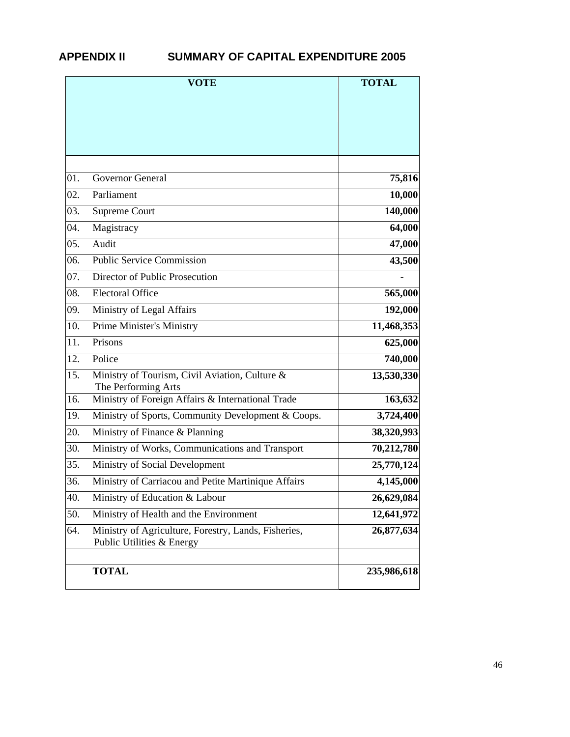## APPENDIX II SUMMARY OF CAPITAL EXPENDITURE 2005

| VOTE | | TOTAL |
|---|---|---|
| 01. | Governor General | **75,816** |
| 02. | Parliament | **10,000** |
| 03. | Supreme Court | **140,000** |
| 04. | Magistracy | **64,000** |
| 05. | Audit | **47,000** |
| 06. | Public Service Commission | **43,500** |
| 07. | Director of Public Prosecution | **-** |
| 08. | Electoral Office | **565,000** |
| 09. | Ministry of Legal Affairs | **192,000** |
| 10. | Prime Minister's Ministry | **11,468,353** |
| 11. | Prisons | **625,000** |
| 12. | Police | **740,000** |
| 15. | Ministry of Tourism, Civil Aviation, Culture & The Performing Arts | **13,530,330** |
| 16. | Ministry of Foreign Affairs & International Trade | **163,632** |
| 19. | Ministry of Sports, Community Development & Coops. | **3,724,400** |
| 20. | Ministry of Finance & Planning | **38,320,993** |
| 30. | Ministry of Works, Communications and Transport | **70,212,780** |
| 35. | Ministry of Social Development | **25,770,124** |
| 36. | Ministry of Carriacou and Petite Martinique Affairs | **4,145,000** |
| 40. | Ministry of Education & Labour | **26,629,084** |
| 50. | Ministry of Health and the Environment | **12,641,972** |
| 64. | Ministry of Agriculture, Forestry, Lands, Fisheries, Public Utilities & Energy | **26,877,634** |
| | | |
| | **TOTAL** | **235,986,618** |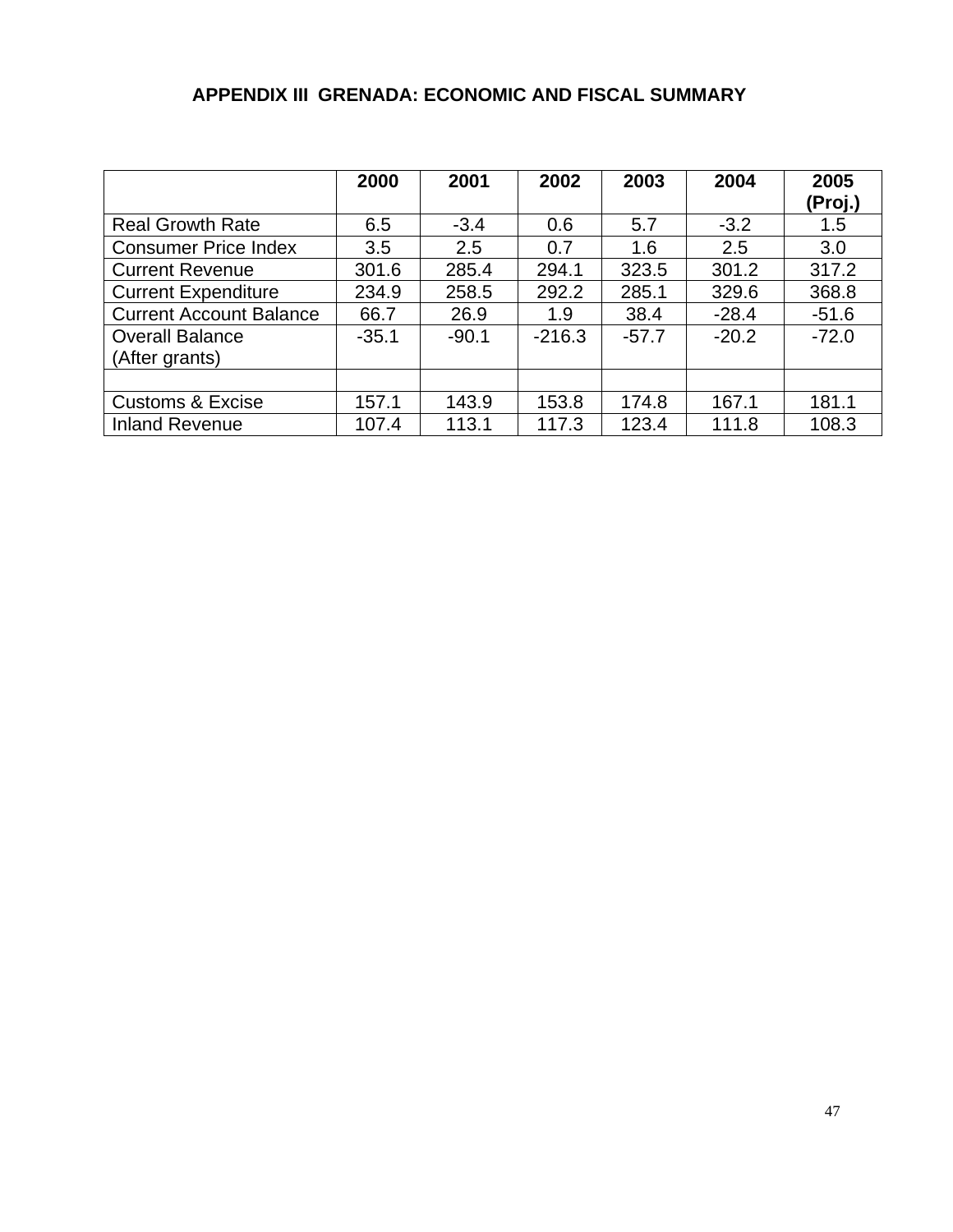# APPENDIX III GRENADA: ECONOMIC AND FISCAL SUMMARY

| | 2000 | 2001 | 2002 | 2003 | 2004 | 2005 (Proj.) |
|---|---|---|---|---|---|---|
| Real Growth Rate | 6.5 | -3.4 | 0.6 | 5.7 | -3.2 | 1.5 |
| Consumer Price Index | 3.5 | 2.5 | 0.7 | 1.6 | 2.5 | 3.0 |
| Current Revenue | 301.6 | 285.4 | 294.1 | 323.5 | 301.2 | 317.2 |
| Current Expenditure | 234.9 | 258.5 | 292.2 | 285.1 | 329.6 | 368.8 |
| Current Account Balance | 66.7 | 26.9 | 1.9 | 38.4 | -28.4 | -51.6 |
| Overall Balance (After grants) | -35.1 | -90.1 | -216.3 | -57.7 | -20.2 | -72.0 |
| | | | | | | |
| Customs & Excise | 157.1 | 143.9 | 153.8 | 174.8 | 167.1 | 181.1 |
| Inland Revenue | 107.4 | 113.1 | 117.3 | 123.4 | 111.8 | 108.3 |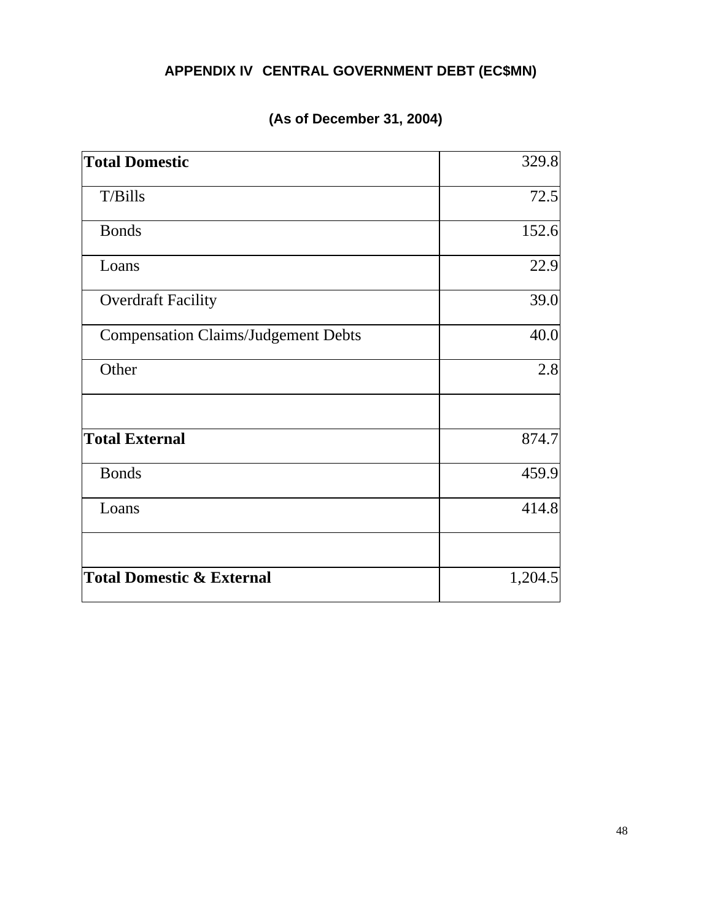## APPENDIX IV CENTRAL GOVERNMENT DEBT (EC$MN)

### (As of December 31, 2004)

| | |
|---|---:|
| **Total Domestic** | 329.8 |
| T/Bills | 72.5 |
| Bonds | 152.6 |
| Loans | 22.9 |
| Overdraft Facility | 39.0 |
| Compensation Claims/Judgement Debts | 40.0 |
| Other | 2.8 |
| | |
| **Total External** | 874.7 |
| Bonds | 459.9 |
| Loans | 414.8 |
| | |
| **Total Domestic & External** | 1,204.5 |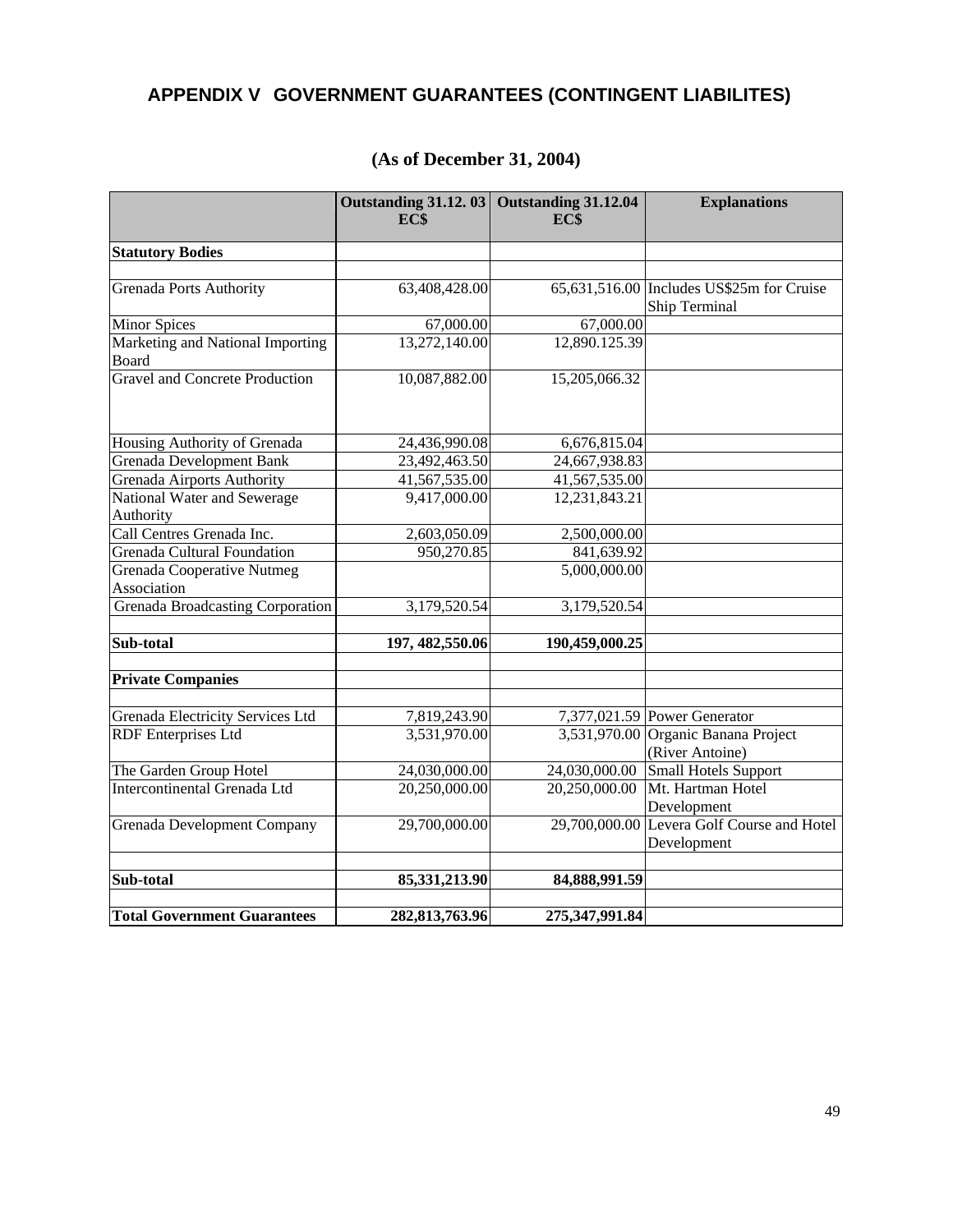## APPENDIX V GOVERNMENT GUARANTEES (CONTINGENT LIABILITES)

**(As of December 31, 2004)**

| | Outstanding 31.12. 03 EC$ | Outstanding 31.12.04 EC$ | Explanations |
|---|---|---|---|
| **Statutory Bodies** | | | |
| | | | |
| Grenada Ports Authority | 63,408,428.00 | 65,631,516.00 | Includes US$25m for Cruise Ship Terminal |
| Minor Spices | 67,000.00 | 67,000.00 | |
| Marketing and National Importing Board | 13,272,140.00 | 12,890.125.39 | |
| Gravel and Concrete Production | 10,087,882.00 | 15,205,066.32 | |
| Housing Authority of Grenada | 24,436,990.08 | 6,676,815.04 | |
| Grenada Development Bank | 23,492,463.50 | 24,667,938.83 | |
| Grenada Airports Authority | 41,567,535.00 | 41,567,535.00 | |
| National Water and Sewerage Authority | 9,417,000.00 | 12,231,843.21 | |
| Call Centres Grenada Inc. | 2,603,050.09 | 2,500,000.00 | |
| Grenada Cultural Foundation | 950,270.85 | 841,639.92 | |
| Grenada Cooperative Nutmeg Association | | 5,000,000.00 | |
| Grenada Broadcasting Corporation | 3,179,520.54 | 3,179,520.54 | |
| | | | |
| **Sub-total** | **197, 482,550.06** | **190,459,000.25** | |
| | | | |
| **Private Companies** | | | |
| | | | |
| Grenada Electricity Services Ltd | 7,819,243.90 | 7,377,021.59 | Power Generator |
| RDF Enterprises Ltd | 3,531,970.00 | 3,531,970.00 | Organic Banana Project (River Antoine) |
| The Garden Group Hotel | 24,030,000.00 | 24,030,000.00 | Small Hotels Support |
| Intercontinental Grenada Ltd | 20,250,000.00 | 20,250,000.00 | Mt. Hartman Hotel Development |
| Grenada Development Company | 29,700,000.00 | 29,700,000.00 | Levera Golf Course and Hotel Development |
| | | | |
| **Sub-total** | **85,331,213.90** | **84,888,991.59** | |
| | | | |
| **Total Government Guarantees** | **282,813,763.96** | **275,347,991.84** | |